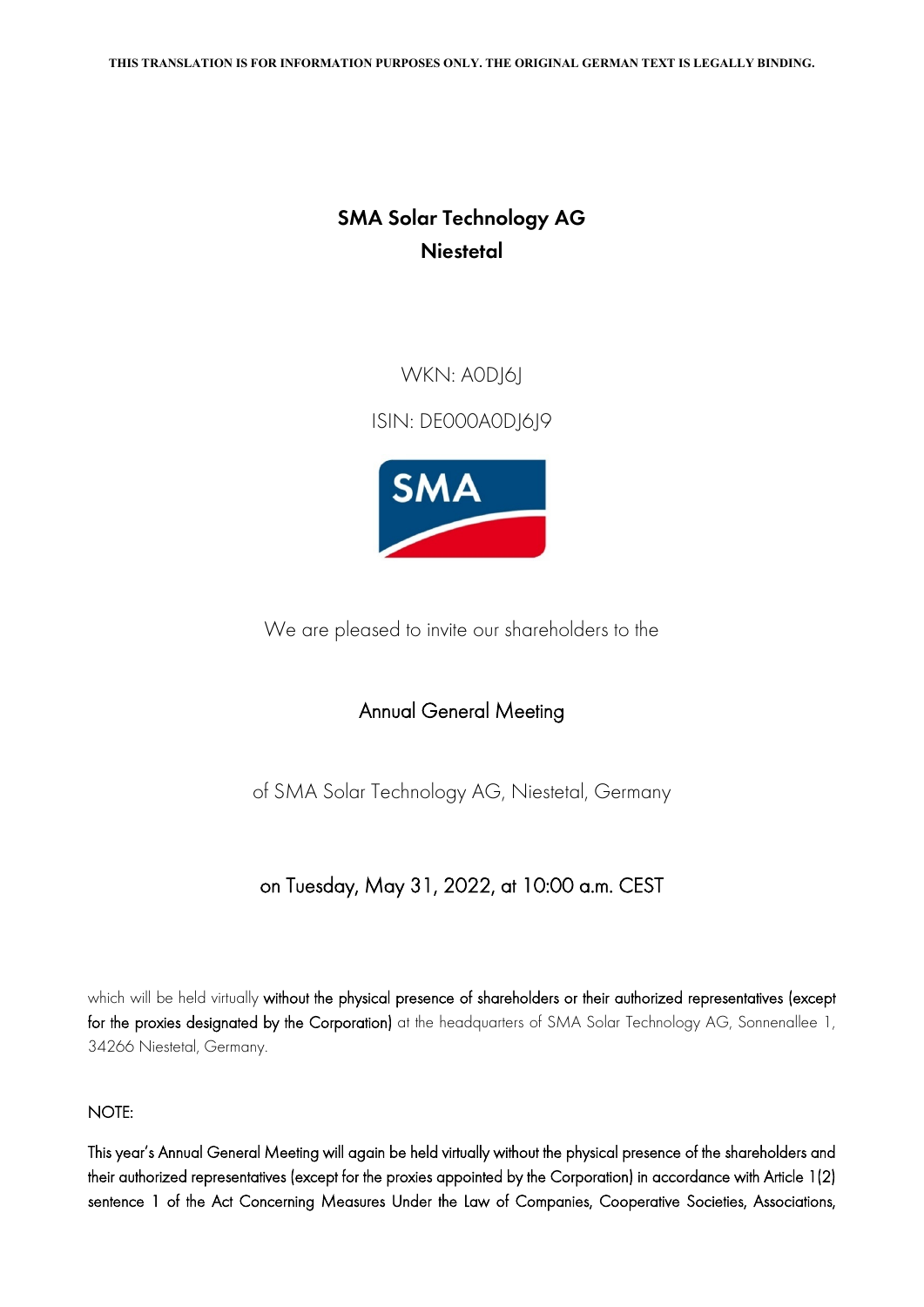**THIS TRANSLATION IS FOR INFORMATION PURPOSES ONLY. THE ORIGINAL GERMAN TEXT IS LEGALLY BINDING.**

# SMA Solar Technology AG
## Niestetal

WKN: A0DJ6J

ISIN: DE000A0DJ6J9

We are pleased to invite our shareholders to the

## Annual General Meeting

of SMA Solar Technology AG, Niestetal, Germany

### on Tuesday, May 31, 2022, at 10:00 a.m. CEST

which will be held virtually without the physical presence of shareholders or their authorized representatives (except for the proxies designated by the Corporation) at the headquarters of SMA Solar Technology AG, Sonnenallee 1, 34266 Niestetal, Germany.

NOTE:

This year's Annual General Meeting will again be held virtually without the physical presence of the shareholders and their authorized representatives (except for the proxies appointed by the Corporation) in accordance with Article 1(2) sentence 1 of the Act Concerning Measures Under the Law of Companies, Cooperative Societies, Associations,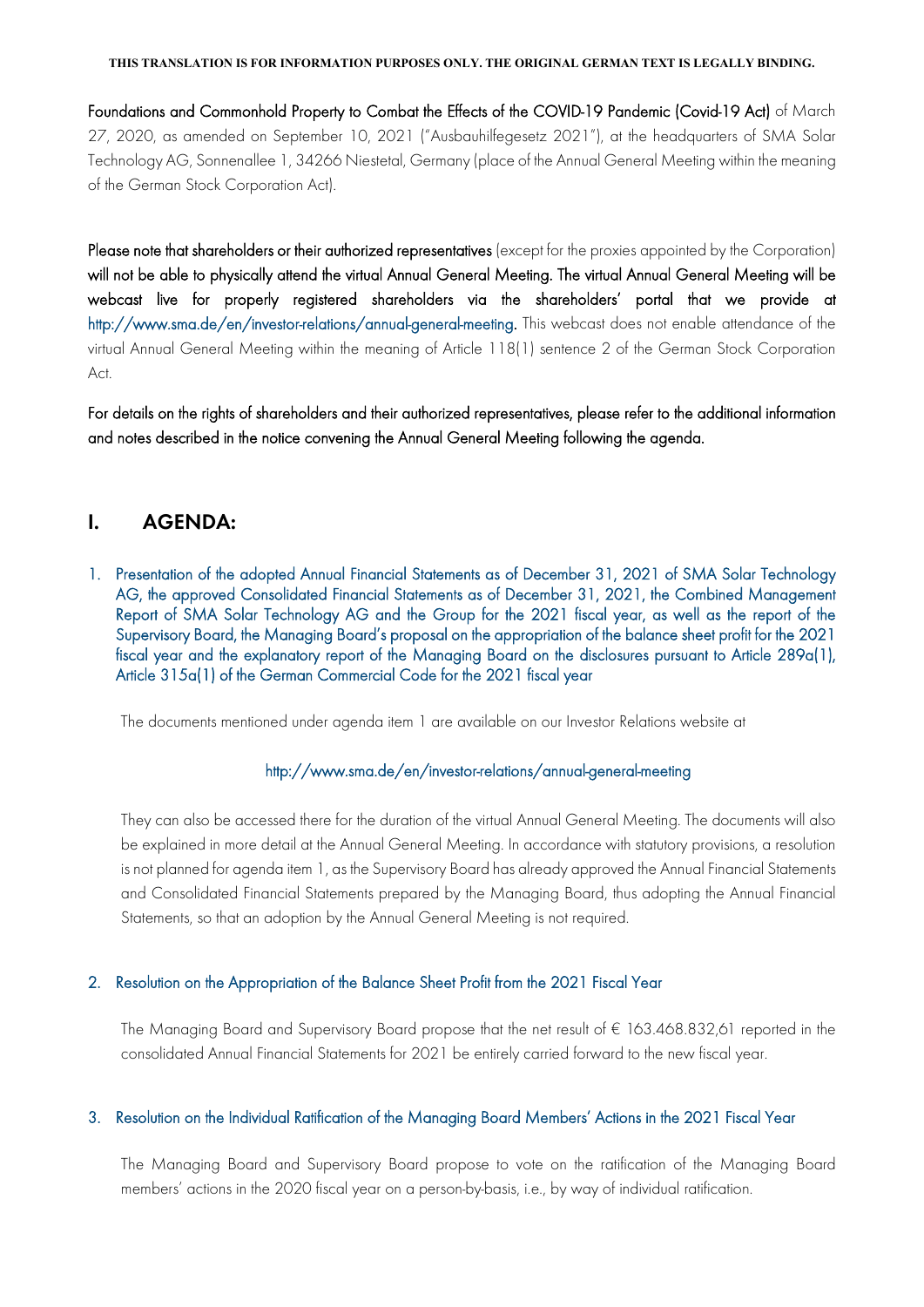THIS TRANSLATION IS FOR INFORMATION PURPOSES ONLY. THE ORIGINAL GERMAN TEXT IS LEGALLY BINDING.

**Foundations and Commonhold Property to Combat the Effects of the COVID-19 Pandemic (Covid-19 Act)** of March 27, 2020, as amended on September 10, 2021 ("Ausbauhilfegesetz 2021"), at the headquarters of SMA Solar Technology AG, Sonnenallee 1, 34266 Niestetal, Germany (place of the Annual General Meeting within the meaning of the German Stock Corporation Act).

**Please note that shareholders or their authorized representatives** (except for the proxies appointed by the Corporation) **will not be able to physically attend the virtual Annual General Meeting. The virtual Annual General Meeting will be webcast live for properly registered shareholders via the shareholders' portal that we provide at http://www.sma.de/en/investor-relations/annual-general-meeting.** This webcast does not enable attendance of the virtual Annual General Meeting within the meaning of Article 118(1) sentence 2 of the German Stock Corporation Act.

**For details on the rights of shareholders and their authorized representatives, please refer to the additional information and notes described in the notice convening the Annual General Meeting following the agenda.**

## I. AGENDA:

1. Presentation of the adopted Annual Financial Statements as of December 31, 2021 of SMA Solar Technology AG, the approved Consolidated Financial Statements as of December 31, 2021, the Combined Management Report of SMA Solar Technology AG and the Group for the 2021 fiscal year, as well as the report of the Supervisory Board, the Managing Board's proposal on the appropriation of the balance sheet profit for the 2021 fiscal year and the explanatory report of the Managing Board on the disclosures pursuant to Article 289a(1), Article 315a(1) of the German Commercial Code for the 2021 fiscal year

   The documents mentioned under agenda item 1 are available on our Investor Relations website at

   http://www.sma.de/en/investor-relations/annual-general-meeting

   They can also be accessed there for the duration of the virtual Annual General Meeting. The documents will also be explained in more detail at the Annual General Meeting. In accordance with statutory provisions, a resolution is not planned for agenda item 1, as the Supervisory Board has already approved the Annual Financial Statements and Consolidated Financial Statements prepared by the Managing Board, thus adopting the Annual Financial Statements, so that an adoption by the Annual General Meeting is not required.

2. Resolution on the Appropriation of the Balance Sheet Profit from the 2021 Fiscal Year

   The Managing Board and Supervisory Board propose that the net result of € 163.468.832,61 reported in the consolidated Annual Financial Statements for 2021 be entirely carried forward to the new fiscal year.

3. Resolution on the Individual Ratification of the Managing Board Members' Actions in the 2021 Fiscal Year

   The Managing Board and Supervisory Board propose to vote on the ratification of the Managing Board members' actions in the 2020 fiscal year on a person-by-basis, i.e., by way of individual ratification.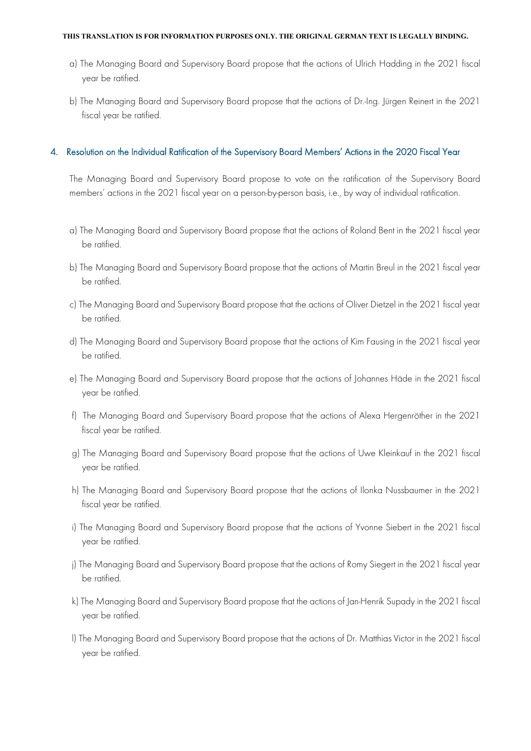a) The Managing Board and Supervisory Board propose that the actions of Ulrich Hadding in the 2021 fiscal year be ratified.

b) The Managing Board and Supervisory Board propose that the actions of Dr.-Ing. Jürgen Reinert in the 2021 fiscal year be ratified.

## 4. Resolution on the Individual Ratification of the Supervisory Board Members' Actions in the 2020 Fiscal Year

The Managing Board and Supervisory Board propose to vote on the ratification of the Supervisory Board members' actions in the 2021 fiscal year on a person-by-person basis, i.e., by way of individual ratification.

a) The Managing Board and Supervisory Board propose that the actions of Roland Bent in the 2021 fiscal year be ratified.

b) The Managing Board and Supervisory Board propose that the actions of Martin Breul in the 2021 fiscal year be ratified.

c) The Managing Board and Supervisory Board propose that the actions of Oliver Dietzel in the 2021 fiscal year be ratified.

d) The Managing Board and Supervisory Board propose that the actions of Kim Fausing in the 2021 fiscal year be ratified.

e) The Managing Board and Supervisory Board propose that the actions of Johannes Häde in the 2021 fiscal year be ratified.

f) The Managing Board and Supervisory Board propose that the actions of Alexa Hergenröther in the 2021 fiscal year be ratified.

g) The Managing Board and Supervisory Board propose that the actions of Uwe Kleinkauf in the 2021 fiscal year be ratified.

h) The Managing Board and Supervisory Board propose that the actions of Ilonka Nussbaumer in the 2021 fiscal year be ratified.

i) The Managing Board and Supervisory Board propose that the actions of Yvonne Siebert in the 2021 fiscal year be ratified.

j) The Managing Board and Supervisory Board propose that the actions of Romy Siegert in the 2021 fiscal year be ratified.

k) The Managing Board and Supervisory Board propose that the actions of Jan-Henrik Supady in the 2021 fiscal year be ratified.

l) The Managing Board and Supervisory Board propose that the actions of Dr. Matthias Victor in the 2021 fiscal year be ratified.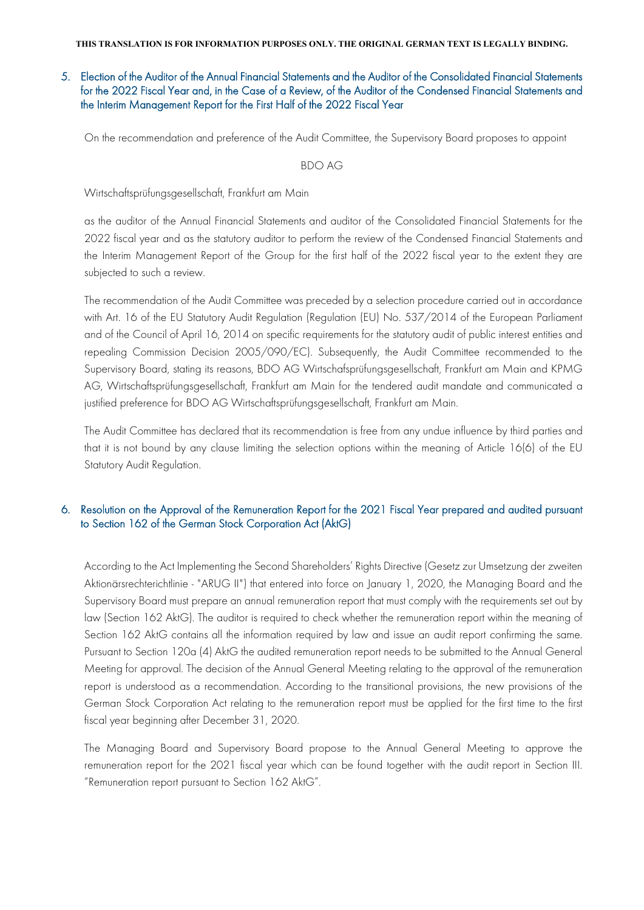THIS TRANSLATION IS FOR INFORMATION PURPOSES ONLY. THE ORIGINAL GERMAN TEXT IS LEGALLY BINDING.

## 5. Election of the Auditor of the Annual Financial Statements and the Auditor of the Consolidated Financial Statements for the 2022 Fiscal Year and, in the Case of a Review, of the Auditor of the Condensed Financial Statements and the Interim Management Report for the First Half of the 2022 Fiscal Year

On the recommendation and preference of the Audit Committee, the Supervisory Board proposes to appoint

BDO AG

Wirtschaftsprüfungsgesellschaft, Frankfurt am Main

as the auditor of the Annual Financial Statements and auditor of the Consolidated Financial Statements for the 2022 fiscal year and as the statutory auditor to perform the review of the Condensed Financial Statements and the Interim Management Report of the Group for the first half of the 2022 fiscal year to the extent they are subjected to such a review.

The recommendation of the Audit Committee was preceded by a selection procedure carried out in accordance with Art. 16 of the EU Statutory Audit Regulation (Regulation (EU) No. 537/2014 of the European Parliament and of the Council of April 16, 2014 on specific requirements for the statutory audit of public interest entities and repealing Commission Decision 2005/090/EC). Subsequently, the Audit Committee recommended to the Supervisory Board, stating its reasons, BDO AG Wirtschafsprüfungsgesellschaft, Frankfurt am Main and KPMG AG, Wirtschaftsprüfungsgesellschaft, Frankfurt am Main for the tendered audit mandate and communicated a justified preference for BDO AG Wirtschaftsprüfungsgesellschaft, Frankfurt am Main.

The Audit Committee has declared that its recommendation is free from any undue influence by third parties and that it is not bound by any clause limiting the selection options within the meaning of Article 16(6) of the EU Statutory Audit Regulation.

## 6. Resolution on the Approval of the Remuneration Report for the 2021 Fiscal Year prepared and audited pursuant to Section 162 of the German Stock Corporation Act (AktG)

According to the Act Implementing the Second Shareholders' Rights Directive (Gesetz zur Umsetzung der zweiten Aktionärsrechterichtlinie - "ARUG II") that entered into force on January 1, 2020, the Managing Board and the Supervisory Board must prepare an annual remuneration report that must comply with the requirements set out by law (Section 162 AktG). The auditor is required to check whether the remuneration report within the meaning of Section 162 AktG contains all the information required by law and issue an audit report confirming the same. Pursuant to Section 120a (4) AktG the audited remuneration report needs to be submitted to the Annual General Meeting for approval. The decision of the Annual General Meeting relating to the approval of the remuneration report is understood as a recommendation. According to the transitional provisions, the new provisions of the German Stock Corporation Act relating to the remuneration report must be applied for the first time to the first fiscal year beginning after December 31, 2020.

The Managing Board and Supervisory Board propose to the Annual General Meeting to approve the remuneration report for the 2021 fiscal year which can be found together with the audit report in Section III. "Remuneration report pursuant to Section 162 AktG".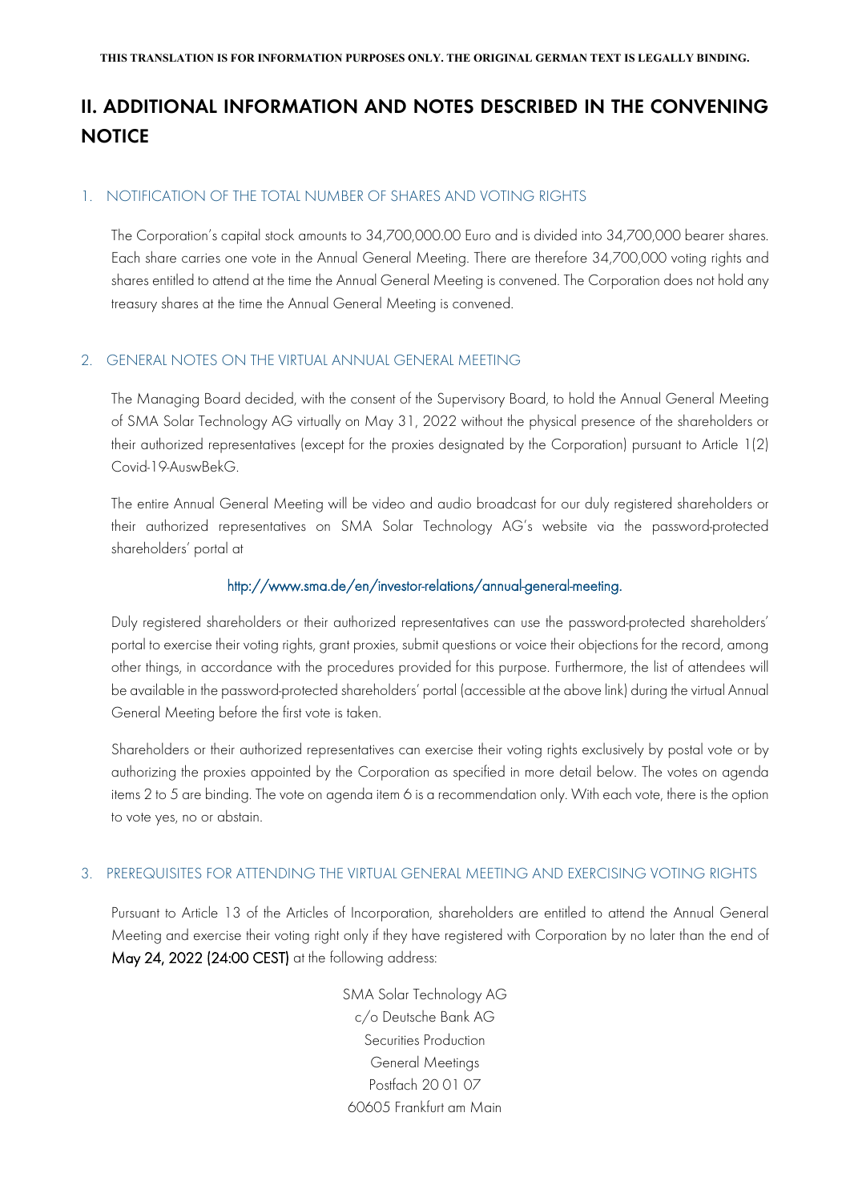THIS TRANSLATION IS FOR INFORMATION PURPOSES ONLY. THE ORIGINAL GERMAN TEXT IS LEGALLY BINDING.

# II. ADDITIONAL INFORMATION AND NOTES DESCRIBED IN THE CONVENING NOTICE

## 1. NOTIFICATION OF THE TOTAL NUMBER OF SHARES AND VOTING RIGHTS

The Corporation's capital stock amounts to 34,700,000.00 Euro and is divided into 34,700,000 bearer shares. Each share carries one vote in the Annual General Meeting. There are therefore 34,700,000 voting rights and shares entitled to attend at the time the Annual General Meeting is convened. The Corporation does not hold any treasury shares at the time the Annual General Meeting is convened.

## 2. GENERAL NOTES ON THE VIRTUAL ANNUAL GENERAL MEETING

The Managing Board decided, with the consent of the Supervisory Board, to hold the Annual General Meeting of SMA Solar Technology AG virtually on May 31, 2022 without the physical presence of the shareholders or their authorized representatives (except for the proxies designated by the Corporation) pursuant to Article 1(2) Covid-19-AuswBekG.

The entire Annual General Meeting will be video and audio broadcast for our duly registered shareholders or their authorized representatives on SMA Solar Technology AG's website via the password-protected shareholders' portal at

http://www.sma.de/en/investor-relations/annual-general-meeting.

Duly registered shareholders or their authorized representatives can use the password-protected shareholders' portal to exercise their voting rights, grant proxies, submit questions or voice their objections for the record, among other things, in accordance with the procedures provided for this purpose. Furthermore, the list of attendees will be available in the password-protected shareholders' portal (accessible at the above link) during the virtual Annual General Meeting before the first vote is taken.

Shareholders or their authorized representatives can exercise their voting rights exclusively by postal vote or by authorizing the proxies appointed by the Corporation as specified in more detail below. The votes on agenda items 2 to 5 are binding. The vote on agenda item 6 is a recommendation only. With each vote, there is the option to vote yes, no or abstain.

## 3. PREREQUISITES FOR ATTENDING THE VIRTUAL GENERAL MEETING AND EXERCISING VOTING RIGHTS

Pursuant to Article 13 of the Articles of Incorporation, shareholders are entitled to attend the Annual General Meeting and exercise their voting right only if they have registered with Corporation by no later than the end of **May 24, 2022 (24:00 CEST)** at the following address:

SMA Solar Technology AG
c/o Deutsche Bank AG
Securities Production
General Meetings
Postfach 20 01 07
60605 Frankfurt am Main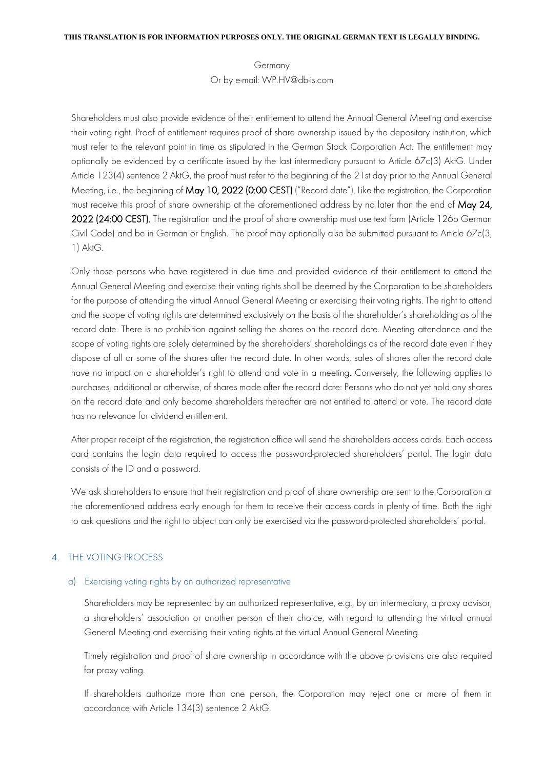Germany

Or by e-mail: WP.HV@db-is.com

Shareholders must also provide evidence of their entitlement to attend the Annual General Meeting and exercise their voting right. Proof of entitlement requires proof of share ownership issued by the depositary institution, which must refer to the relevant point in time as stipulated in the German Stock Corporation Act. The entitlement may optionally be evidenced by a certificate issued by the last intermediary pursuant to Article 67c(3) AktG. Under Article 123(4) sentence 2 AktG, the proof must refer to the beginning of the 21st day prior to the Annual General Meeting, i.e., the beginning of **May 10, 2022 (0:00 CEST)** ("Record date"). Like the registration, the Corporation must receive this proof of share ownership at the aforementioned address by no later than the end of **May 24, 2022 (24:00 CEST).** The registration and the proof of share ownership must use text form (Article 126b German Civil Code) and be in German or English. The proof may optionally also be submitted pursuant to Article 67c(3, 1) AktG.

Only those persons who have registered in due time and provided evidence of their entitlement to attend the Annual General Meeting and exercise their voting rights shall be deemed by the Corporation to be shareholders for the purpose of attending the virtual Annual General Meeting or exercising their voting rights. The right to attend and the scope of voting rights are determined exclusively on the basis of the shareholder's shareholding as of the record date. There is no prohibition against selling the shares on the record date. Meeting attendance and the scope of voting rights are solely determined by the shareholders' shareholdings as of the record date even if they dispose of all or some of the shares after the record date. In other words, sales of shares after the record date have no impact on a shareholder's right to attend and vote in a meeting. Conversely, the following applies to purchases, additional or otherwise, of shares made after the record date: Persons who do not yet hold any shares on the record date and only become shareholders thereafter are not entitled to attend or vote. The record date has no relevance for dividend entitlement.

After proper receipt of the registration, the registration office will send the shareholders access cards. Each access card contains the login data required to access the password-protected shareholders' portal. The login data consists of the ID and a password.

We ask shareholders to ensure that their registration and proof of share ownership are sent to the Corporation at the aforementioned address early enough for them to receive their access cards in plenty of time. Both the right to ask questions and the right to object can only be exercised via the password-protected shareholders' portal.

## 4. THE VOTING PROCESS

### a) Exercising voting rights by an authorized representative

Shareholders may be represented by an authorized representative, e.g., by an intermediary, a proxy advisor, a shareholders' association or another person of their choice, with regard to attending the virtual annual General Meeting and exercising their voting rights at the virtual Annual General Meeting.

Timely registration and proof of share ownership in accordance with the above provisions are also required for proxy voting.

If shareholders authorize more than one person, the Corporation may reject one or more of them in accordance with Article 134(3) sentence 2 AktG.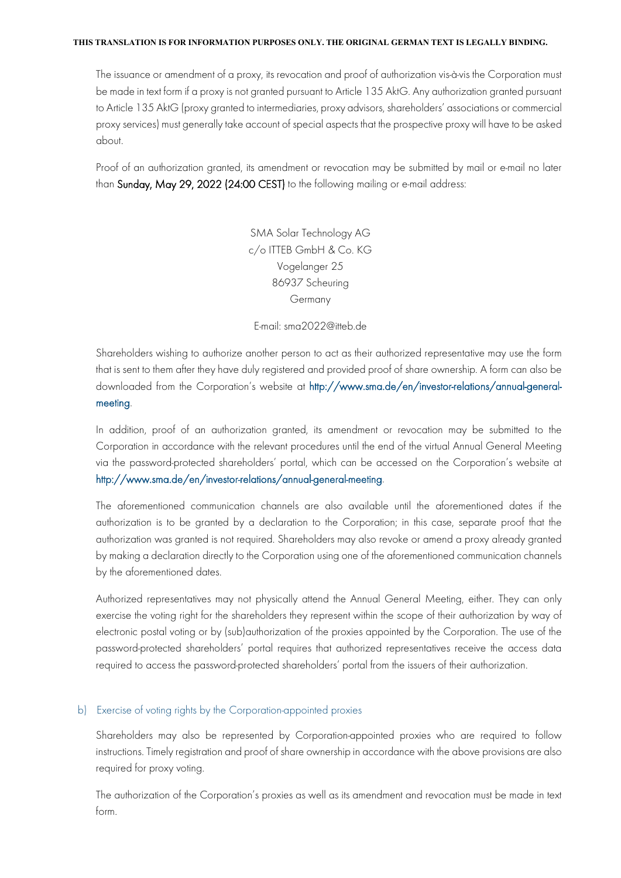The issuance or amendment of a proxy, its revocation and proof of authorization vis-à-vis the Corporation must be made in text form if a proxy is not granted pursuant to Article 135 AktG. Any authorization granted pursuant to Article 135 AktG (proxy granted to intermediaries, proxy advisors, shareholders' associations or commercial proxy services) must generally take account of special aspects that the prospective proxy will have to be asked about.

Proof of an authorization granted, its amendment or revocation may be submitted by mail or e-mail no later than **Sunday, May 29, 2022 (24:00 CEST)** to the following mailing or e-mail address:

SMA Solar Technology AG
c/o ITTEB GmbH & Co. KG
Vogelanger 25
86937 Scheuring
Germany

E-mail: sma2022@itteb.de

Shareholders wishing to authorize another person to act as their authorized representative may use the form that is sent to them after they have duly registered and provided proof of share ownership. A form can also be downloaded from the Corporation's website at http://www.sma.de/en/investor-relations/annual-general-meeting.

In addition, proof of an authorization granted, its amendment or revocation may be submitted to the Corporation in accordance with the relevant procedures until the end of the virtual Annual General Meeting via the password-protected shareholders' portal, which can be accessed on the Corporation's website at http://www.sma.de/en/investor-relations/annual-general-meeting.

The aforementioned communication channels are also available until the aforementioned dates if the authorization is to be granted by a declaration to the Corporation; in this case, separate proof that the authorization was granted is not required. Shareholders may also revoke or amend a proxy already granted by making a declaration directly to the Corporation using one of the aforementioned communication channels by the aforementioned dates.

Authorized representatives may not physically attend the Annual General Meeting, either. They can only exercise the voting right for the shareholders they represent within the scope of their authorization by way of electronic postal voting or by (sub)authorization of the proxies appointed by the Corporation. The use of the password-protected shareholders' portal requires that authorized representatives receive the access data required to access the password-protected shareholders' portal from the issuers of their authorization.

### b) Exercise of voting rights by the Corporation-appointed proxies

Shareholders may also be represented by Corporation-appointed proxies who are required to follow instructions. Timely registration and proof of share ownership in accordance with the above provisions are also required for proxy voting.

The authorization of the Corporation's proxies as well as its amendment and revocation must be made in text form.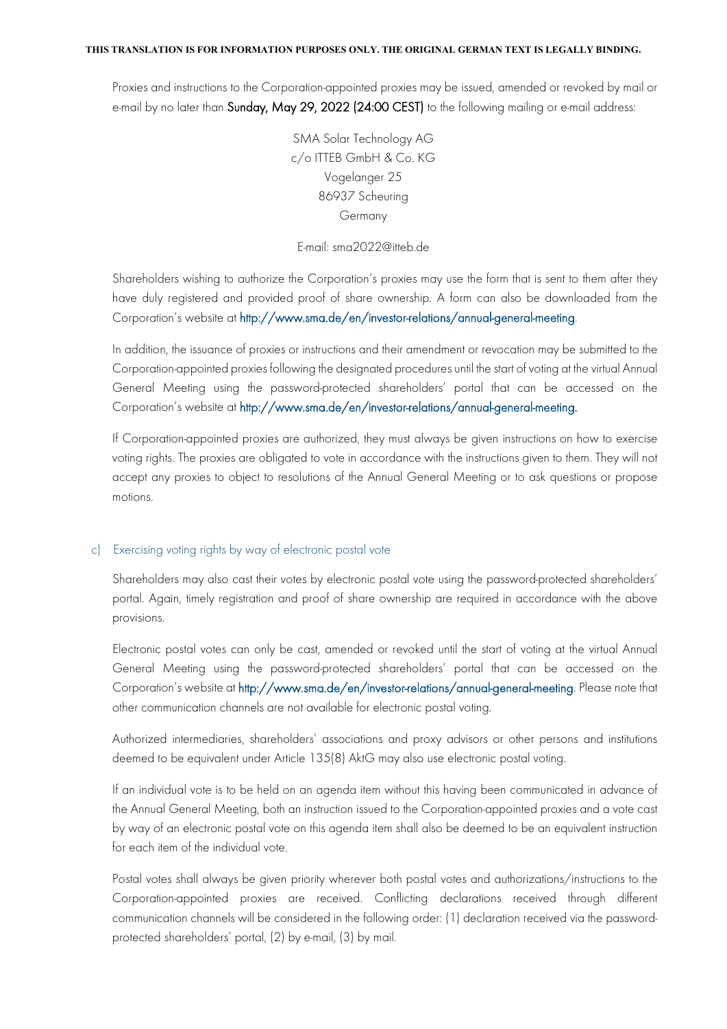THIS TRANSLATION IS FOR INFORMATION PURPOSES ONLY. THE ORIGINAL GERMAN TEXT IS LEGALLY BINDING.

Proxies and instructions to the Corporation-appointed proxies may be issued, amended or revoked by mail or e-mail by no later than **Sunday, May 29, 2022 (24:00 CEST)** to the following mailing or e-mail address:

SMA Solar Technology AG
c/o ITTEB GmbH & Co. KG
Vogelanger 25
86937 Scheuring
Germany

E-mail: sma2022@itteb.de

Shareholders wishing to authorize the Corporation's proxies may use the form that is sent to them after they have duly registered and provided proof of share ownership. A form can also be downloaded from the Corporation's website at http://www.sma.de/en/investor-relations/annual-general-meeting.

In addition, the issuance of proxies or instructions and their amendment or revocation may be submitted to the Corporation-appointed proxies following the designated procedures until the start of voting at the virtual Annual General Meeting using the password-protected shareholders' portal that can be accessed on the Corporation's website at http://www.sma.de/en/investor-relations/annual-general-meeting.

If Corporation-appointed proxies are authorized, they must always be given instructions on how to exercise voting rights. The proxies are obligated to vote in accordance with the instructions given to them. They will not accept any proxies to object to resolutions of the Annual General Meeting or to ask questions or propose motions.

### c) Exercising voting rights by way of electronic postal vote

Shareholders may also cast their votes by electronic postal vote using the password-protected shareholders' portal. Again, timely registration and proof of share ownership are required in accordance with the above provisions.

Electronic postal votes can only be cast, amended or revoked until the start of voting at the virtual Annual General Meeting using the password-protected shareholders' portal that can be accessed on the Corporation's website at http://www.sma.de/en/investor-relations/annual-general-meeting. Please note that other communication channels are not available for electronic postal voting.

Authorized intermediaries, shareholders' associations and proxy advisors or other persons and institutions deemed to be equivalent under Article 135(8) AktG may also use electronic postal voting.

If an individual vote is to be held on an agenda item without this having been communicated in advance of the Annual General Meeting, both an instruction issued to the Corporation-appointed proxies and a vote cast by way of an electronic postal vote on this agenda item shall also be deemed to be an equivalent instruction for each item of the individual vote.

Postal votes shall always be given priority wherever both postal votes and authorizations/instructions to the Corporation-appointed proxies are received. Conflicting declarations received through different communication channels will be considered in the following order: (1) declaration received via the password-protected shareholders' portal, (2) by e-mail, (3) by mail.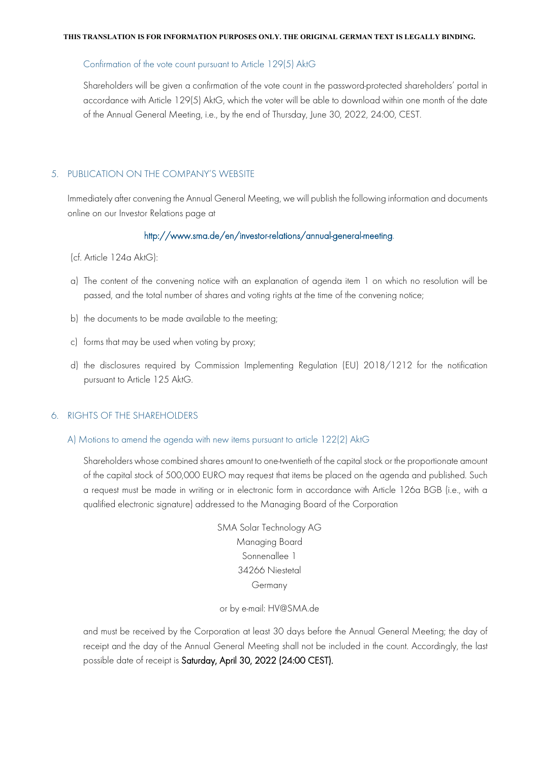THIS TRANSLATION IS FOR INFORMATION PURPOSES ONLY. THE ORIGINAL GERMAN TEXT IS LEGALLY BINDING.

### Confirmation of the vote count pursuant to Article 129(5) AktG

Shareholders will be given a confirmation of the vote count in the password-protected shareholders' portal in accordance with Article 129(5) AktG, which the voter will be able to download within one month of the date of the Annual General Meeting, i.e., by the end of Thursday, June 30, 2022, 24:00, CEST.

## 5. PUBLICATION ON THE COMPANY'S WEBSITE

Immediately after convening the Annual General Meeting, we will publish the following information and documents online on our Investor Relations page at

http://www.sma.de/en/investor-relations/annual-general-meeting.

(cf. Article 124a AktG):

a) The content of the convening notice with an explanation of agenda item 1 on which no resolution will be passed, and the total number of shares and voting rights at the time of the convening notice;

b) the documents to be made available to the meeting;

c) forms that may be used when voting by proxy;

d) the disclosures required by Commission Implementing Regulation (EU) 2018/1212 for the notification pursuant to Article 125 AktG.

## 6. RIGHTS OF THE SHAREHOLDERS

### A) Motions to amend the agenda with new items pursuant to article 122(2) AktG

Shareholders whose combined shares amount to one-twentieth of the capital stock or the proportionate amount of the capital stock of 500,000 EURO may request that items be placed on the agenda and published. Such a request must be made in writing or in electronic form in accordance with Article 126a BGB (i.e., with a qualified electronic signature) addressed to the Managing Board of the Corporation

SMA Solar Technology AG  
Managing Board  
Sonnenallee 1  
34266 Niestetal  
Germany

or by e-mail: HV@SMA.de

and must be received by the Corporation at least 30 days before the Annual General Meeting; the day of receipt and the day of the Annual General Meeting shall not be included in the count. Accordingly, the last possible date of receipt is **Saturday, April 30, 2022 (24:00 CEST).**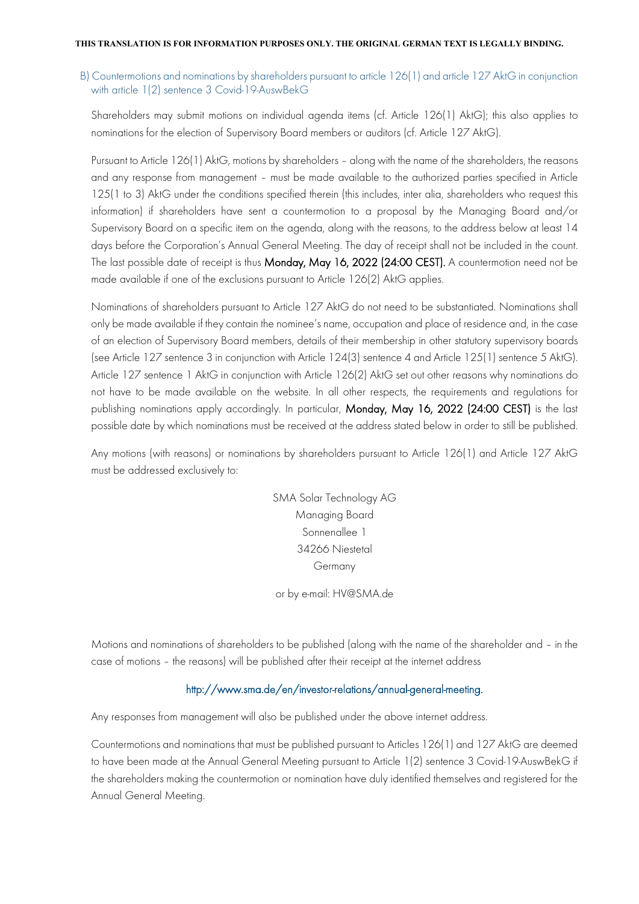**THIS TRANSLATION IS FOR INFORMATION PURPOSES ONLY. THE ORIGINAL GERMAN TEXT IS LEGALLY BINDING.**

### B) Countermotions and nominations by shareholders pursuant to article 126(1) and article 127 AktG in conjunction with article 1(2) sentence 3 Covid-19-AuswBekG

Shareholders may submit motions on individual agenda items (cf. Article 126(1) AktG); this also applies to nominations for the election of Supervisory Board members or auditors (cf. Article 127 AktG).

Pursuant to Article 126(1) AktG, motions by shareholders – along with the name of the shareholders, the reasons and any response from management – must be made available to the authorized parties specified in Article 125(1 to 3) AktG under the conditions specified therein (this includes, inter alia, shareholders who request this information) if shareholders have sent a countermotion to a proposal by the Managing Board and/or Supervisory Board on a specific item on the agenda, along with the reasons, to the address below at least 14 days before the Corporation's Annual General Meeting. The day of receipt shall not be included in the count. The last possible date of receipt is thus **Monday, May 16, 2022 (24:00 CEST).** A countermotion need not be made available if one of the exclusions pursuant to Article 126(2) AktG applies.

Nominations of shareholders pursuant to Article 127 AktG do not need to be substantiated. Nominations shall only be made available if they contain the nominee's name, occupation and place of residence and, in the case of an election of Supervisory Board members, details of their membership in other statutory supervisory boards (see Article 127 sentence 3 in conjunction with Article 124(3) sentence 4 and Article 125(1) sentence 5 AktG). Article 127 sentence 1 AktG in conjunction with Article 126(2) AktG set out other reasons why nominations do not have to be made available on the website. In all other respects, the requirements and regulations for publishing nominations apply accordingly. In particular, **Monday, May 16, 2022 (24:00 CEST)** is the last possible date by which nominations must be received at the address stated below in order to still be published.

Any motions (with reasons) or nominations by shareholders pursuant to Article 126(1) and Article 127 AktG must be addressed exclusively to:

SMA Solar Technology AG
Managing Board
Sonnenallee 1
34266 Niestetal
Germany

or by e-mail: HV@SMA.de

Motions and nominations of shareholders to be published (along with the name of the shareholder and – in the case of motions – the reasons) will be published after their receipt at the internet address

http://www.sma.de/en/investor-relations/annual-general-meeting.

Any responses from management will also be published under the above internet address.

Countermotions and nominations that must be published pursuant to Articles 126(1) and 127 AktG are deemed to have been made at the Annual General Meeting pursuant to Article 1(2) sentence 3 Covid-19-AuswBekG if the shareholders making the countermotion or nomination have duly identified themselves and registered for the Annual General Meeting.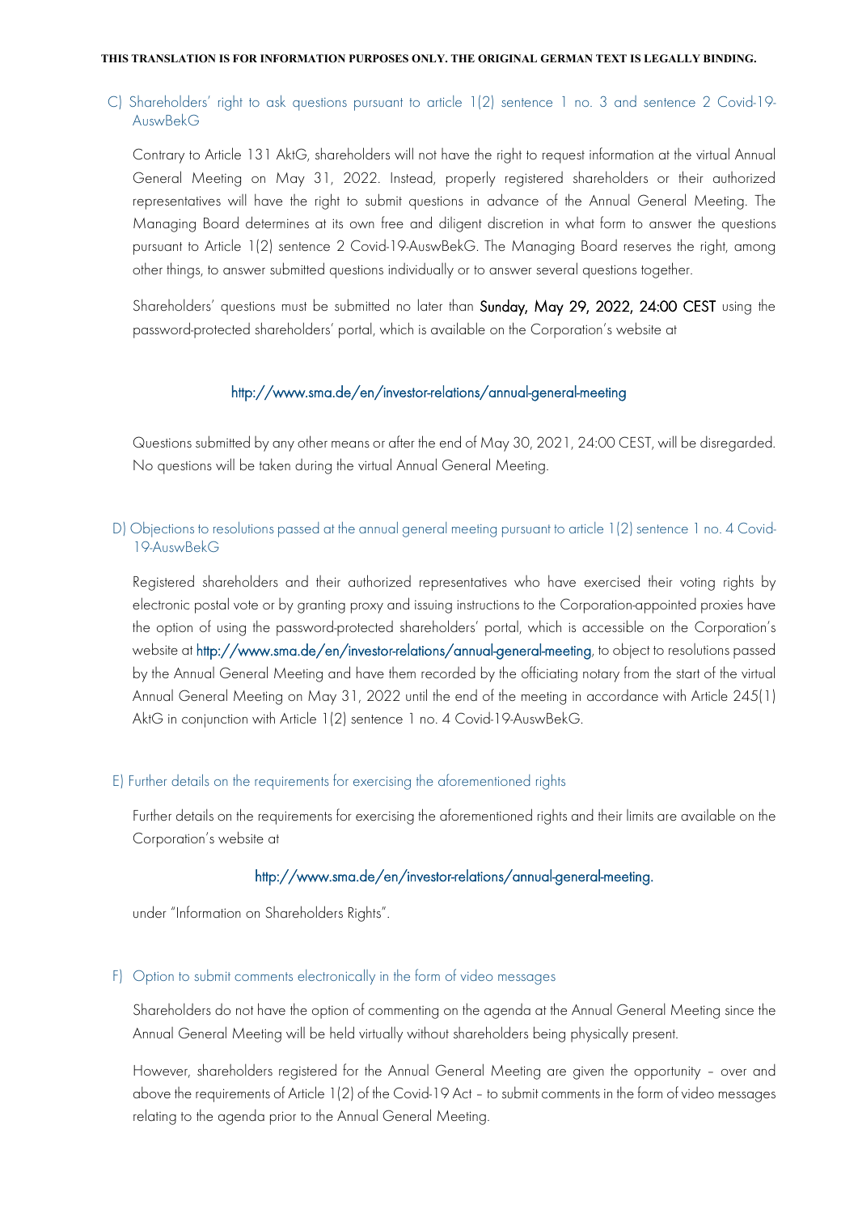THIS TRANSLATION IS FOR INFORMATION PURPOSES ONLY. THE ORIGINAL GERMAN TEXT IS LEGALLY BINDING.

### C) Shareholders' right to ask questions pursuant to article 1(2) sentence 1 no. 3 and sentence 2 Covid-19-AuswBekG

Contrary to Article 131 AktG, shareholders will not have the right to request information at the virtual Annual General Meeting on May 31, 2022. Instead, properly registered shareholders or their authorized representatives will have the right to submit questions in advance of the Annual General Meeting. The Managing Board determines at its own free and diligent discretion in what form to answer the questions pursuant to Article 1(2) sentence 2 Covid-19-AuswBekG. The Managing Board reserves the right, among other things, to answer submitted questions individually or to answer several questions together.

Shareholders' questions must be submitted no later than **Sunday, May 29, 2022, 24:00 CEST** using the password-protected shareholders' portal, which is available on the Corporation's website at

http://www.sma.de/en/investor-relations/annual-general-meeting

Questions submitted by any other means or after the end of May 30, 2021, 24:00 CEST, will be disregarded. No questions will be taken during the virtual Annual General Meeting.

### D) Objections to resolutions passed at the annual general meeting pursuant to article 1(2) sentence 1 no. 4 Covid-19-AuswBekG

Registered shareholders and their authorized representatives who have exercised their voting rights by electronic postal vote or by granting proxy and issuing instructions to the Corporation-appointed proxies have the option of using the password-protected shareholders' portal, which is accessible on the Corporation's website at http://www.sma.de/en/investor-relations/annual-general-meeting, to object to resolutions passed by the Annual General Meeting and have them recorded by the officiating notary from the start of the virtual Annual General Meeting on May 31, 2022 until the end of the meeting in accordance with Article 245(1) AktG in conjunction with Article 1(2) sentence 1 no. 4 Covid-19-AuswBekG.

### E) Further details on the requirements for exercising the aforementioned rights

Further details on the requirements for exercising the aforementioned rights and their limits are available on the Corporation's website at

http://www.sma.de/en/investor-relations/annual-general-meeting.

under "Information on Shareholders Rights".

### F) Option to submit comments electronically in the form of video messages

Shareholders do not have the option of commenting on the agenda at the Annual General Meeting since the Annual General Meeting will be held virtually without shareholders being physically present.

However, shareholders registered for the Annual General Meeting are given the opportunity – over and above the requirements of Article 1(2) of the Covid-19 Act – to submit comments in the form of video messages relating to the agenda prior to the Annual General Meeting.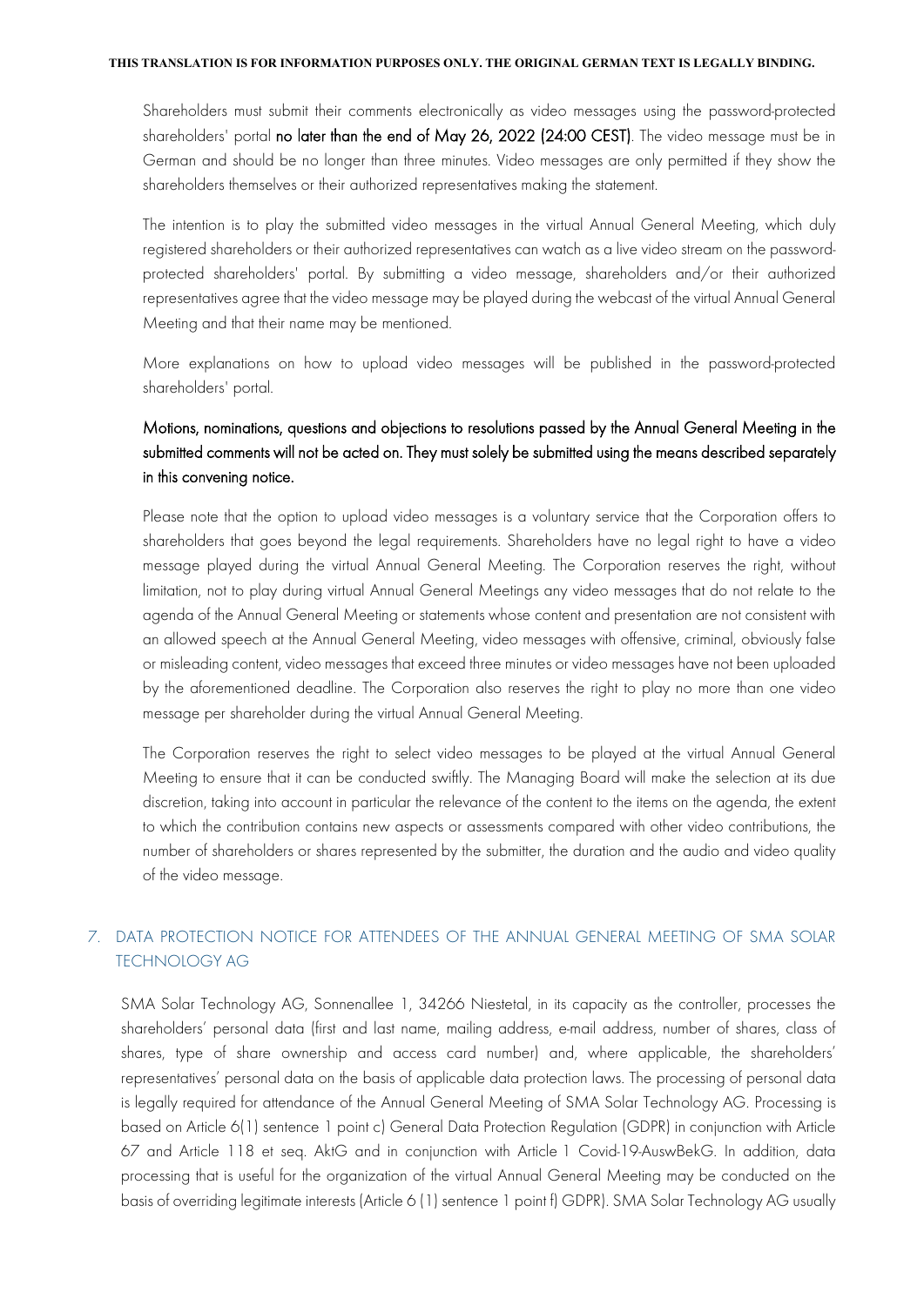Shareholders must submit their comments electronically as video messages using the password-protected shareholders' portal **no later than the end of May 26, 2022 (24:00 CEST)**. The video message must be in German and should be no longer than three minutes. Video messages are only permitted if they show the shareholders themselves or their authorized representatives making the statement.

The intention is to play the submitted video messages in the virtual Annual General Meeting, which duly registered shareholders or their authorized representatives can watch as a live video stream on the password-protected shareholders' portal. By submitting a video message, shareholders and/or their authorized representatives agree that the video message may be played during the webcast of the virtual Annual General Meeting and that their name may be mentioned.

More explanations on how to upload video messages will be published in the password-protected shareholders' portal.

**Motions, nominations, questions and objections to resolutions passed by the Annual General Meeting in the submitted comments will not be acted on. They must solely be submitted using the means described separately in this convening notice.**

Please note that the option to upload video messages is a voluntary service that the Corporation offers to shareholders that goes beyond the legal requirements. Shareholders have no legal right to have a video message played during the virtual Annual General Meeting. The Corporation reserves the right, without limitation, not to play during virtual Annual General Meetings any video messages that do not relate to the agenda of the Annual General Meeting or statements whose content and presentation are not consistent with an allowed speech at the Annual General Meeting, video messages with offensive, criminal, obviously false or misleading content, video messages that exceed three minutes or video messages have not been uploaded by the aforementioned deadline. The Corporation also reserves the right to play no more than one video message per shareholder during the virtual Annual General Meeting.

The Corporation reserves the right to select video messages to be played at the virtual Annual General Meeting to ensure that it can be conducted swiftly. The Managing Board will make the selection at its due discretion, taking into account in particular the relevance of the content to the items on the agenda, the extent to which the contribution contains new aspects or assessments compared with other video contributions, the number of shareholders or shares represented by the submitter, the duration and the audio and video quality of the video message.

## 7. DATA PROTECTION NOTICE FOR ATTENDEES OF THE ANNUAL GENERAL MEETING OF SMA SOLAR TECHNOLOGY AG

SMA Solar Technology AG, Sonnenallee 1, 34266 Niestetal, in its capacity as the controller, processes the shareholders' personal data (first and last name, mailing address, e-mail address, number of shares, class of shares, type of share ownership and access card number) and, where applicable, the shareholders' representatives' personal data on the basis of applicable data protection laws. The processing of personal data is legally required for attendance of the Annual General Meeting of SMA Solar Technology AG. Processing is based on Article 6(1) sentence 1 point c) General Data Protection Regulation (GDPR) in conjunction with Article 67 and Article 118 et seq. AktG and in conjunction with Article 1 Covid-19-AuswBekG. In addition, data processing that is useful for the organization of the virtual Annual General Meeting may be conducted on the basis of overriding legitimate interests (Article 6 (1) sentence 1 point f) GDPR). SMA Solar Technology AG usually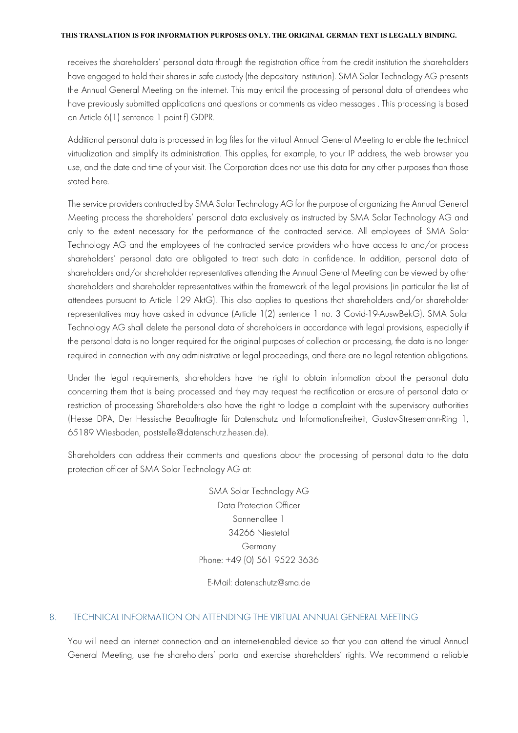receives the shareholders' personal data through the registration office from the credit institution the shareholders have engaged to hold their shares in safe custody (the depositary institution). SMA Solar Technology AG presents the Annual General Meeting on the internet. This may entail the processing of personal data of attendees who have previously submitted applications and questions or comments as video messages . This processing is based on Article 6(1) sentence 1 point f) GDPR.

Additional personal data is processed in log files for the virtual Annual General Meeting to enable the technical virtualization and simplify its administration. This applies, for example, to your IP address, the web browser you use, and the date and time of your visit. The Corporation does not use this data for any other purposes than those stated here.

The service providers contracted by SMA Solar Technology AG for the purpose of organizing the Annual General Meeting process the shareholders' personal data exclusively as instructed by SMA Solar Technology AG and only to the extent necessary for the performance of the contracted service. All employees of SMA Solar Technology AG and the employees of the contracted service providers who have access to and/or process shareholders' personal data are obligated to treat such data in confidence. In addition, personal data of shareholders and/or shareholder representatives attending the Annual General Meeting can be viewed by other shareholders and shareholder representatives within the framework of the legal provisions (in particular the list of attendees pursuant to Article 129 AktG). This also applies to questions that shareholders and/or shareholder representatives may have asked in advance (Article 1(2) sentence 1 no. 3 Covid-19-AuswBekG). SMA Solar Technology AG shall delete the personal data of shareholders in accordance with legal provisions, especially if the personal data is no longer required for the original purposes of collection or processing, the data is no longer required in connection with any administrative or legal proceedings, and there are no legal retention obligations.

Under the legal requirements, shareholders have the right to obtain information about the personal data concerning them that is being processed and they may request the rectification or erasure of personal data or restriction of processing Shareholders also have the right to lodge a complaint with the supervisory authorities (Hesse DPA, Der Hessische Beauftragte für Datenschutz und Informationsfreiheit, Gustav-Stresemann-Ring 1, 65189 Wiesbaden, poststelle@datenschutz.hessen.de).

Shareholders can address their comments and questions about the processing of personal data to the data protection officer of SMA Solar Technology AG at:

SMA Solar Technology AG
Data Protection Officer
Sonnenallee 1
34266 Niestetal
Germany
Phone: +49 (0) 561 9522 3636

E-Mail: datenschutz@sma.de

## 8. TECHNICAL INFORMATION ON ATTENDING THE VIRTUAL ANNUAL GENERAL MEETING

You will need an internet connection and an internet-enabled device so that you can attend the virtual Annual General Meeting, use the shareholders' portal and exercise shareholders' rights. We recommend a reliable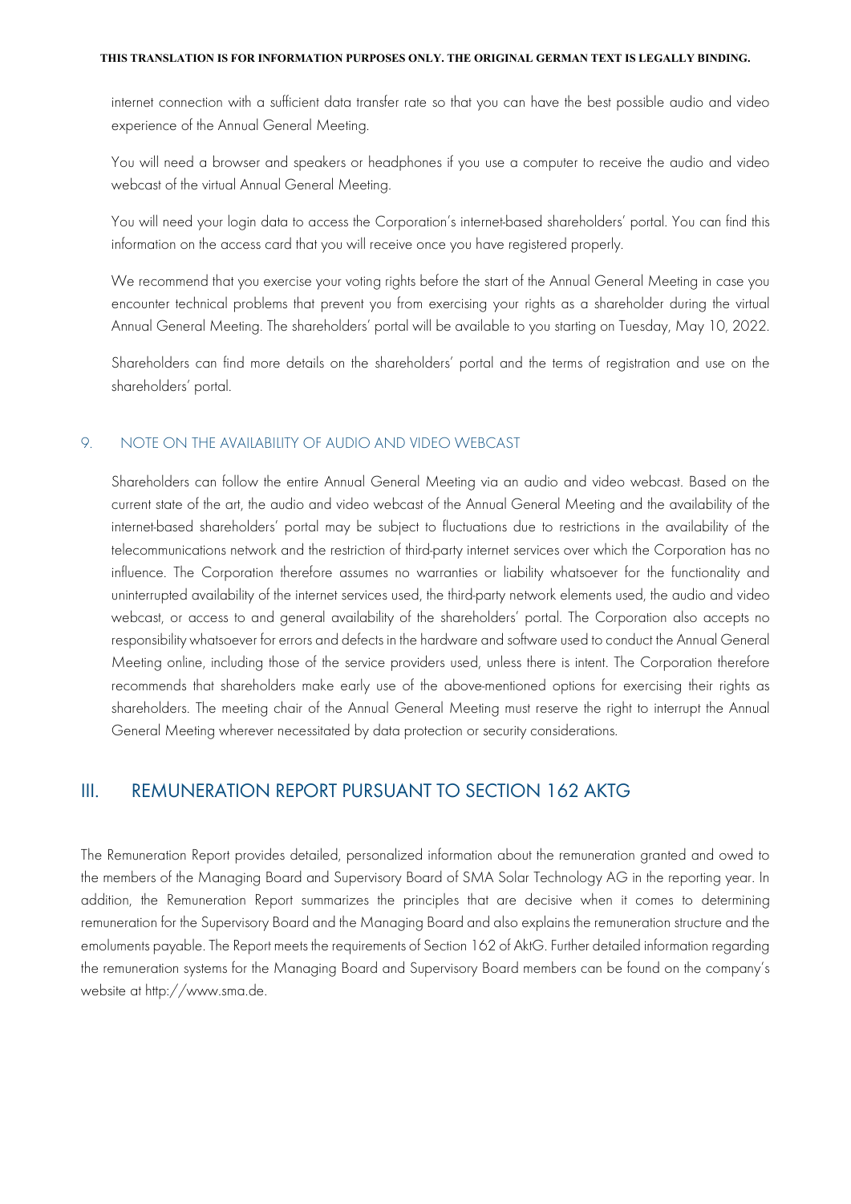internet connection with a sufficient data transfer rate so that you can have the best possible audio and video experience of the Annual General Meeting.

You will need a browser and speakers or headphones if you use a computer to receive the audio and video webcast of the virtual Annual General Meeting.

You will need your login data to access the Corporation's internet-based shareholders' portal. You can find this information on the access card that you will receive once you have registered properly.

We recommend that you exercise your voting rights before the start of the Annual General Meeting in case you encounter technical problems that prevent you from exercising your rights as a shareholder during the virtual Annual General Meeting. The shareholders' portal will be available to you starting on Tuesday, May 10, 2022.

Shareholders can find more details on the shareholders' portal and the terms of registration and use on the shareholders' portal.

### 9. NOTE ON THE AVAILABILITY OF AUDIO AND VIDEO WEBCAST

Shareholders can follow the entire Annual General Meeting via an audio and video webcast. Based on the current state of the art, the audio and video webcast of the Annual General Meeting and the availability of the internet-based shareholders' portal may be subject to fluctuations due to restrictions in the availability of the telecommunications network and the restriction of third-party internet services over which the Corporation has no influence. The Corporation therefore assumes no warranties or liability whatsoever for the functionality and uninterrupted availability of the internet services used, the third-party network elements used, the audio and video webcast, or access to and general availability of the shareholders' portal. The Corporation also accepts no responsibility whatsoever for errors and defects in the hardware and software used to conduct the Annual General Meeting online, including those of the service providers used, unless there is intent. The Corporation therefore recommends that shareholders make early use of the above-mentioned options for exercising their rights as shareholders. The meeting chair of the Annual General Meeting must reserve the right to interrupt the Annual General Meeting wherever necessitated by data protection or security considerations.

## III. REMUNERATION REPORT PURSUANT TO SECTION 162 AKTG

The Remuneration Report provides detailed, personalized information about the remuneration granted and owed to the members of the Managing Board and Supervisory Board of SMA Solar Technology AG in the reporting year. In addition, the Remuneration Report summarizes the principles that are decisive when it comes to determining remuneration for the Supervisory Board and the Managing Board and also explains the remuneration structure and the emoluments payable. The Report meets the requirements of Section 162 of AktG. Further detailed information regarding the remuneration systems for the Managing Board and Supervisory Board members can be found on the company's website at http://www.sma.de.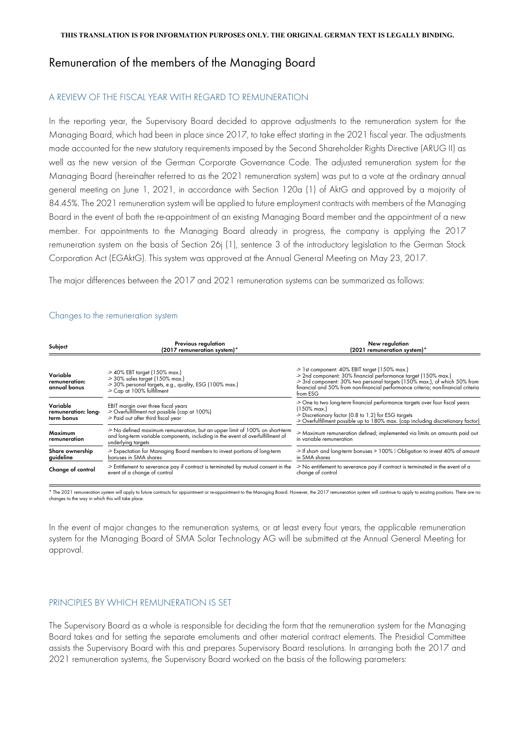THIS TRANSLATION IS FOR INFORMATION PURPOSES ONLY. THE ORIGINAL GERMAN TEXT IS LEGALLY BINDING.

# Remuneration of the members of the Managing Board

## A REVIEW OF THE FISCAL YEAR WITH REGARD TO REMUNERATION

In the reporting year, the Supervisory Board decided to approve adjustments to the remuneration system for the Managing Board, which had been in place since 2017, to take effect starting in the 2021 fiscal year. The adjustments made accounted for the new statutory requirements imposed by the Second Shareholder Rights Directive (ARUG II) as well as the new version of the German Corporate Governance Code. The adjusted remuneration system for the Managing Board (hereinafter referred to as the 2021 remuneration system) was put to a vote at the ordinary annual general meeting on June 1, 2021, in accordance with Section 120a (1) of AktG and approved by a majority of 84.45%. The 2021 remuneration system will be applied to future employment contracts with members of the Managing Board in the event of both the re-appointment of an existing Managing Board member and the appointment of a new member. For appointments to the Managing Board already in progress, the company is applying the 2017 remuneration system on the basis of Section 26j (1), sentence 3 of the introductory legislation to the German Stock Corporation Act (EGAktG). This system was approved at the Annual General Meeting on May 23, 2017.

The major differences between the 2017 and 2021 remuneration systems can be summarized as follows:

### Changes to the remuneration system

| Subject | Previous regulation (2017 remuneration system)* | New regulation (2021 remuneration system)* |
|---|---|---|
| **Variable remuneration: annual bonus** | -> 40% EBT target (150% max.)<br>-> 30% sales target (150% max.)<br>-> 30% personal targets, e.g., quality, ESG (100% max.)<br>-> Cap at 100% fulfillment | -> 1st component: 40% EBIT target (150% max.)<br>-> 2nd component: 30% financial performance target (150% max.)<br>-> 3rd component: 30% two personal targets (150% max.), of which 50% from financial and 50% from non-financial performance criteria; non-financial criteria from ESG |
| **Variable remuneration: long-term bonus** | EBIT margin over three fiscal years<br>-> Overfulfillment not possible (cap at 100%)<br>-> Paid out after third fiscal year | -> One to two long-term financial performance targets over four fiscal years (150% max.)<br>-> Discretionary factor (0.8 to 1.2) for ESG targets<br>-> Overfulfillment possible up to 180% max. (cap including discretionary factor) |
| **Maximum remuneration** | -> No defined maximum remuneration, but an upper limit of 100% on short-term and long-term variable components, including in the event of overfulfillment of underlying targets | -> Maximum remuneration defined; implemented via limits on amounts paid out in variable remuneration |
| **Share ownership guideline** | -> Expectation for Managing Board members to invest portions of long-term bonuses in SMA shares | -> If short- and long-term bonuses > 100% Obligation to invest 40% of amount in SMA shares |
| **Change of control** | -> Entitlement to severance pay if contract is terminated by mutual consent in the event of a change of control | -> No entitlement to severance pay if contract is terminated in the event of a change of control |

* The 2021 remuneration system will apply to future contracts for appointment or re-appointment to the Managing Board. However, the 2017 remuneration system will continue to apply to existing positions. There are no changes to the way in which this will take place.

In the event of major changes to the remuneration systems, or at least every four years, the applicable remuneration system for the Managing Board of SMA Solar Technology AG will be submitted at the Annual General Meeting for approval.

## PRINCIPLES BY WHICH REMUNERATION IS SET

The Supervisory Board as a whole is responsible for deciding the form that the remuneration system for the Managing Board takes and for setting the separate emoluments and other material contract elements. The Presidial Committee assists the Supervisory Board with this and prepares Supervisory Board resolutions. In arranging both the 2017 and 2021 remuneration systems, the Supervisory Board worked on the basis of the following parameters: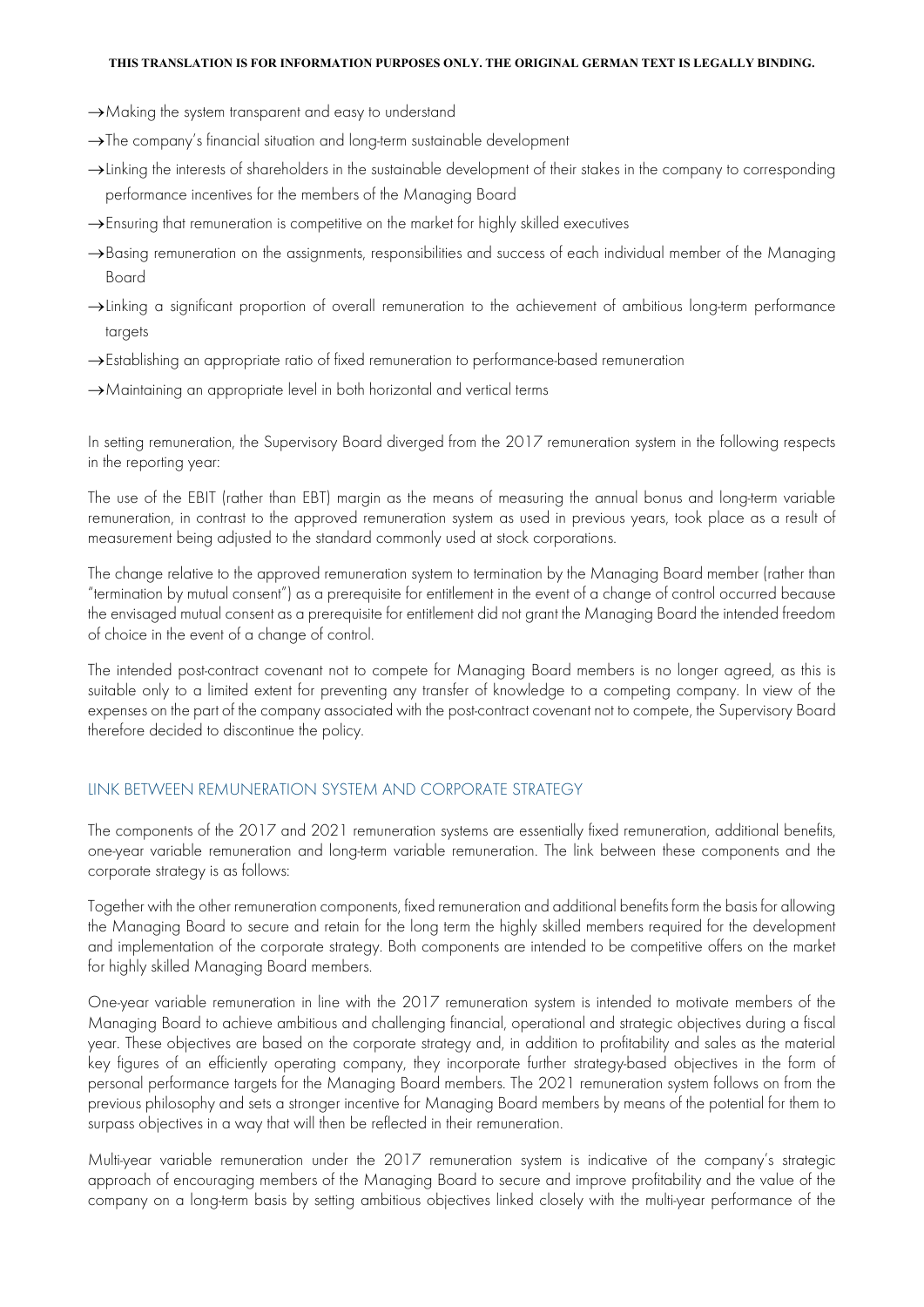**THIS TRANSLATION IS FOR INFORMATION PURPOSES ONLY. THE ORIGINAL GERMAN TEXT IS LEGALLY BINDING.**

- →Making the system transparent and easy to understand
- →The company's financial situation and long-term sustainable development
- →Linking the interests of shareholders in the sustainable development of their stakes in the company to corresponding performance incentives for the members of the Managing Board
- →Ensuring that remuneration is competitive on the market for highly skilled executives
- →Basing remuneration on the assignments, responsibilities and success of each individual member of the Managing Board
- →Linking a significant proportion of overall remuneration to the achievement of ambitious long-term performance targets
- →Establishing an appropriate ratio of fixed remuneration to performance-based remuneration
- →Maintaining an appropriate level in both horizontal and vertical terms

In setting remuneration, the Supervisory Board diverged from the 2017 remuneration system in the following respects in the reporting year:

The use of the EBIT (rather than EBT) margin as the means of measuring the annual bonus and long-term variable remuneration, in contrast to the approved remuneration system as used in previous years, took place as a result of measurement being adjusted to the standard commonly used at stock corporations.

The change relative to the approved remuneration system to termination by the Managing Board member (rather than "termination by mutual consent") as a prerequisite for entitlement in the event of a change of control occurred because the envisaged mutual consent as a prerequisite for entitlement did not grant the Managing Board the intended freedom of choice in the event of a change of control.

The intended post-contract covenant not to compete for Managing Board members is no longer agreed, as this is suitable only to a limited extent for preventing any transfer of knowledge to a competing company. In view of the expenses on the part of the company associated with the post-contract covenant not to compete, the Supervisory Board therefore decided to discontinue the policy.

## LINK BETWEEN REMUNERATION SYSTEM AND CORPORATE STRATEGY

The components of the 2017 and 2021 remuneration systems are essentially fixed remuneration, additional benefits, one-year variable remuneration and long-term variable remuneration. The link between these components and the corporate strategy is as follows:

Together with the other remuneration components, fixed remuneration and additional benefits form the basis for allowing the Managing Board to secure and retain for the long term the highly skilled members required for the development and implementation of the corporate strategy. Both components are intended to be competitive offers on the market for highly skilled Managing Board members.

One-year variable remuneration in line with the 2017 remuneration system is intended to motivate members of the Managing Board to achieve ambitious and challenging financial, operational and strategic objectives during a fiscal year. These objectives are based on the corporate strategy and, in addition to profitability and sales as the material key figures of an efficiently operating company, they incorporate further strategy-based objectives in the form of personal performance targets for the Managing Board members. The 2021 remuneration system follows on from the previous philosophy and sets a stronger incentive for Managing Board members by means of the potential for them to surpass objectives in a way that will then be reflected in their remuneration.

Multi-year variable remuneration under the 2017 remuneration system is indicative of the company's strategic approach of encouraging members of the Managing Board to secure and improve profitability and the value of the company on a long-term basis by setting ambitious objectives linked closely with the multi-year performance of the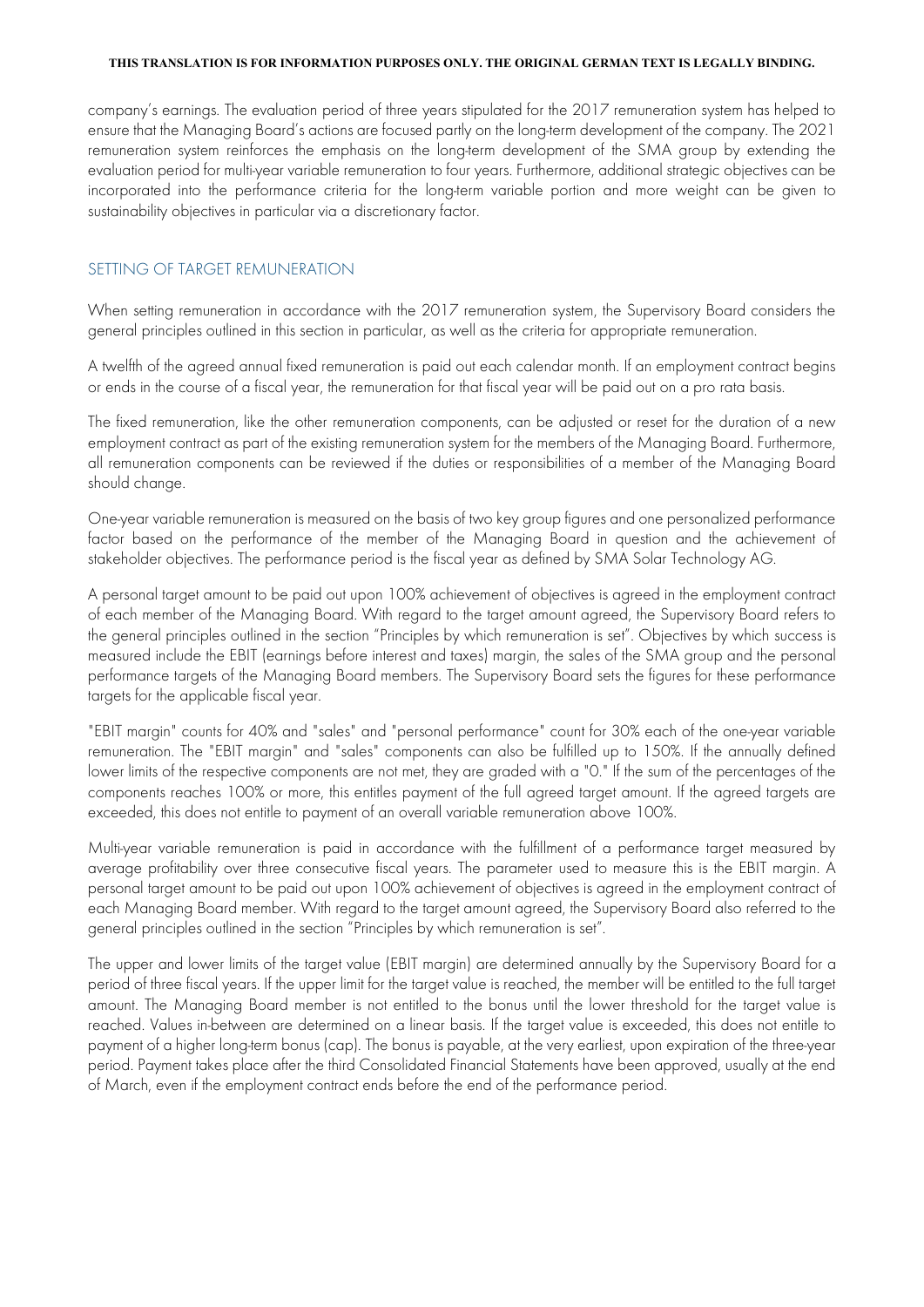company's earnings. The evaluation period of three years stipulated for the 2017 remuneration system has helped to ensure that the Managing Board's actions are focused partly on the long-term development of the company. The 2021 remuneration system reinforces the emphasis on the long-term development of the SMA group by extending the evaluation period for multi-year variable remuneration to four years. Furthermore, additional strategic objectives can be incorporated into the performance criteria for the long-term variable portion and more weight can be given to sustainability objectives in particular via a discretionary factor.

## SETTING OF TARGET REMUNERATION

When setting remuneration in accordance with the 2017 remuneration system, the Supervisory Board considers the general principles outlined in this section in particular, as well as the criteria for appropriate remuneration.

A twelfth of the agreed annual fixed remuneration is paid out each calendar month. If an employment contract begins or ends in the course of a fiscal year, the remuneration for that fiscal year will be paid out on a pro rata basis.

The fixed remuneration, like the other remuneration components, can be adjusted or reset for the duration of a new employment contract as part of the existing remuneration system for the members of the Managing Board. Furthermore, all remuneration components can be reviewed if the duties or responsibilities of a member of the Managing Board should change.

One-year variable remuneration is measured on the basis of two key group figures and one personalized performance factor based on the performance of the member of the Managing Board in question and the achievement of stakeholder objectives. The performance period is the fiscal year as defined by SMA Solar Technology AG.

A personal target amount to be paid out upon 100% achievement of objectives is agreed in the employment contract of each member of the Managing Board. With regard to the target amount agreed, the Supervisory Board refers to the general principles outlined in the section "Principles by which remuneration is set". Objectives by which success is measured include the EBIT (earnings before interest and taxes) margin, the sales of the SMA group and the personal performance targets of the Managing Board members. The Supervisory Board sets the figures for these performance targets for the applicable fiscal year.

"EBIT margin" counts for 40% and "sales" and "personal performance" count for 30% each of the one-year variable remuneration. The "EBIT margin" and "sales" components can also be fulfilled up to 150%. If the annually defined lower limits of the respective components are not met, they are graded with a "0." If the sum of the percentages of the components reaches 100% or more, this entitles payment of the full agreed target amount. If the agreed targets are exceeded, this does not entitle to payment of an overall variable remuneration above 100%.

Multi-year variable remuneration is paid in accordance with the fulfillment of a performance target measured by average profitability over three consecutive fiscal years. The parameter used to measure this is the EBIT margin. A personal target amount to be paid out upon 100% achievement of objectives is agreed in the employment contract of each Managing Board member. With regard to the target amount agreed, the Supervisory Board also referred to the general principles outlined in the section "Principles by which remuneration is set".

The upper and lower limits of the target value (EBIT margin) are determined annually by the Supervisory Board for a period of three fiscal years. If the upper limit for the target value is reached, the member will be entitled to the full target amount. The Managing Board member is not entitled to the bonus until the lower threshold for the target value is reached. Values in-between are determined on a linear basis. If the target value is exceeded, this does not entitle to payment of a higher long-term bonus (cap). The bonus is payable, at the very earliest, upon expiration of the three-year period. Payment takes place after the third Consolidated Financial Statements have been approved, usually at the end of March, even if the employment contract ends before the end of the performance period.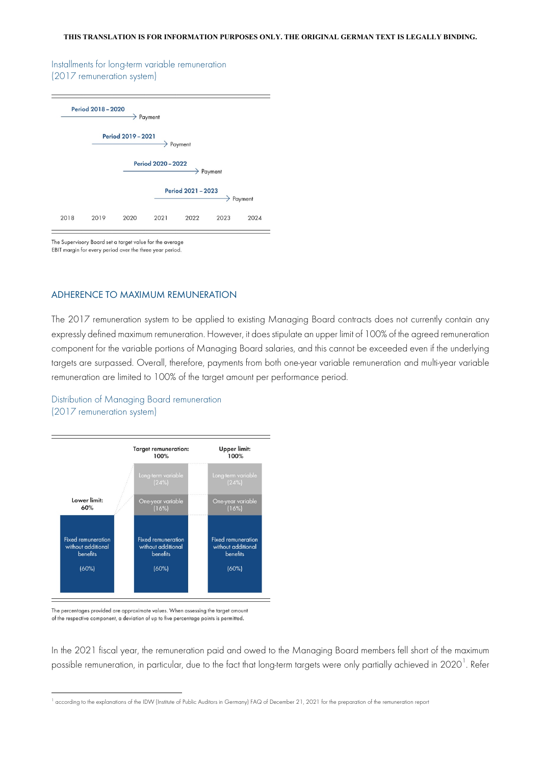THIS TRANSLATION IS FOR INFORMATION PURPOSES ONLY. THE ORIGINAL GERMAN TEXT IS LEGALLY BINDING.

Installments for long-term variable remuneration
(2017 remuneration system)

| Period | 2018 | 2019 | 2020 | 2021 | 2022 | 2023 | 2024 |
|---|---|---|---|---|---|---|---|
| Period 2018 – 2020 | → | → | → | Payment | | | |
| Period 2019 – 2021 | | → | → | → | Payment | | |
| Period 2020 – 2022 | | | → | → | → | Payment | |
| Period 2021 – 2023 | | | | → | → | → | Payment |

The Supervisory Board set a target value for the average EBIT margin for every period over the three year period.

## ADHERENCE TO MAXIMUM REMUNERATION

The 2017 remuneration system to be applied to existing Managing Board contracts does not currently contain any expressly defined maximum remuneration. However, it does stipulate an upper limit of 100% of the agreed remuneration component for the variable portions of Managing Board salaries, and this cannot be exceeded even if the underlying targets are surpassed. Overall, therefore, payments from both one-year variable remuneration and multi-year variable remuneration are limited to 100% of the target amount per performance period.

Distribution of Managing Board remuneration
(2017 remuneration system)

| | Lower limit: 60% | Target remuneration: 100% | Upper limit: 100% |
|---|---|---|---|
| Long-term variable | | (24%) | (24%) |
| One-year variable | | (16%) | (16%) |
| Fixed remuneration without additional benefits | (60%) | (60%) | (60%) |

The percentages provided are approximate values. When assessing the target amount of the respective component, a deviation of up to five percentage points is permitted.

In the 2021 fiscal year, the remuneration paid and owed to the Managing Board members fell short of the maximum possible remuneration, in particular, due to the fact that long-term targets were only partially achieved in 2020[1]. Refer

[1] according to the explanations of the IDW (Institute of Public Auditors in Germany) FAQ of December 21, 2021 for the preparation of the remuneration report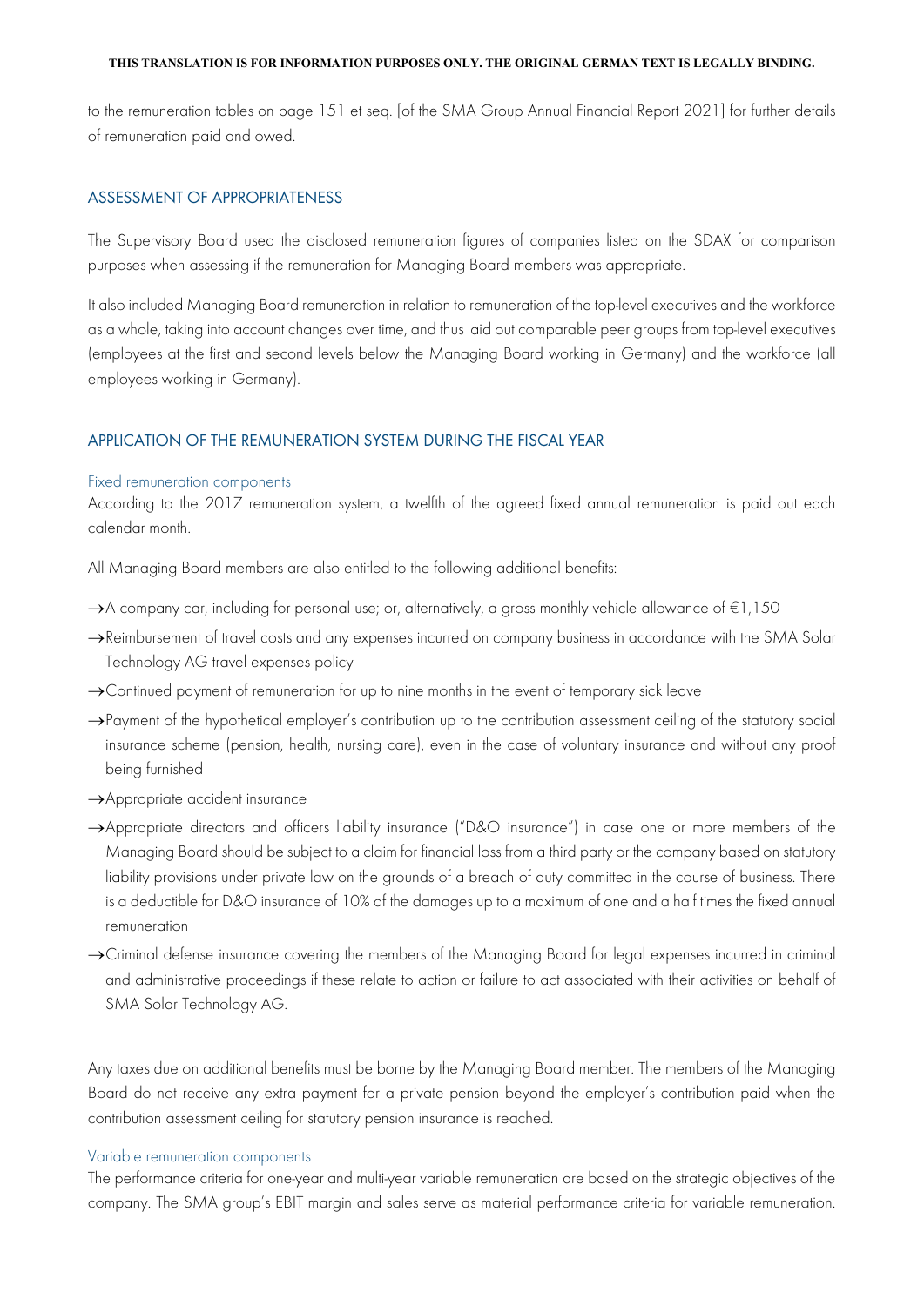to the remuneration tables on page 151 et seq. [of the SMA Group Annual Financial Report 2021] for further details of remuneration paid and owed.

## ASSESSMENT OF APPROPRIATENESS

The Supervisory Board used the disclosed remuneration figures of companies listed on the SDAX for comparison purposes when assessing if the remuneration for Managing Board members was appropriate.

It also included Managing Board remuneration in relation to remuneration of the top-level executives and the workforce as a whole, taking into account changes over time, and thus laid out comparable peer groups from top-level executives (employees at the first and second levels below the Managing Board working in Germany) and the workforce (all employees working in Germany).

## APPLICATION OF THE REMUNERATION SYSTEM DURING THE FISCAL YEAR

### Fixed remuneration components

According to the 2017 remuneration system, a twelfth of the agreed fixed annual remuneration is paid out each calendar month.

All Managing Board members are also entitled to the following additional benefits:

- →A company car, including for personal use; or, alternatively, a gross monthly vehicle allowance of €1,150
- →Reimbursement of travel costs and any expenses incurred on company business in accordance with the SMA Solar Technology AG travel expenses policy
- →Continued payment of remuneration for up to nine months in the event of temporary sick leave
- →Payment of the hypothetical employer's contribution up to the contribution assessment ceiling of the statutory social insurance scheme (pension, health, nursing care), even in the case of voluntary insurance and without any proof being furnished
- →Appropriate accident insurance
- →Appropriate directors and officers liability insurance ("D&O insurance") in case one or more members of the Managing Board should be subject to a claim for financial loss from a third party or the company based on statutory liability provisions under private law on the grounds of a breach of duty committed in the course of business. There is a deductible for D&O insurance of 10% of the damages up to a maximum of one and a half times the fixed annual remuneration
- →Criminal defense insurance covering the members of the Managing Board for legal expenses incurred in criminal and administrative proceedings if these relate to action or failure to act associated with their activities on behalf of SMA Solar Technology AG.

Any taxes due on additional benefits must be borne by the Managing Board member. The members of the Managing Board do not receive any extra payment for a private pension beyond the employer's contribution paid when the contribution assessment ceiling for statutory pension insurance is reached.

### Variable remuneration components

The performance criteria for one-year and multi-year variable remuneration are based on the strategic objectives of the company. The SMA group's EBIT margin and sales serve as material performance criteria for variable remuneration.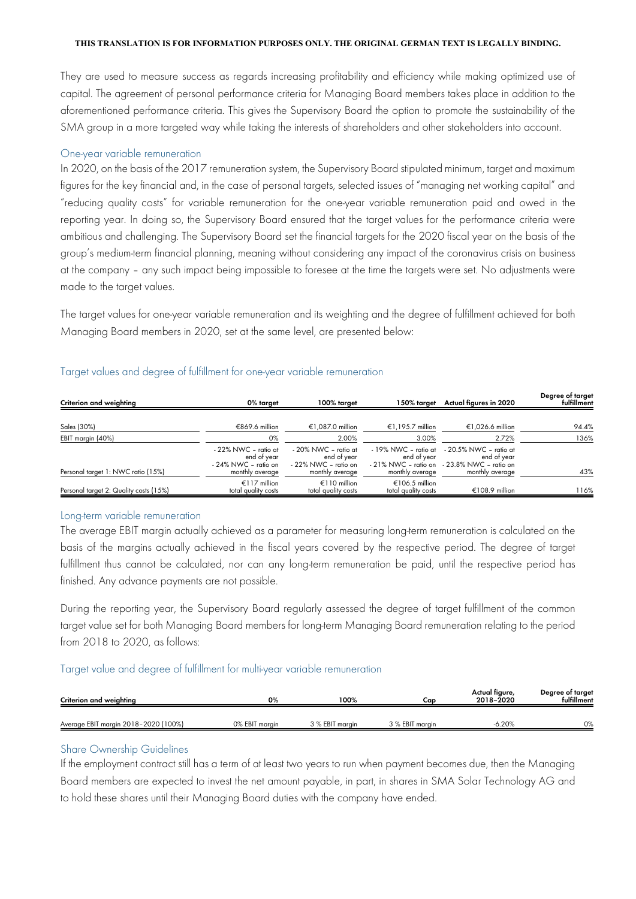**THIS TRANSLATION IS FOR INFORMATION PURPOSES ONLY. THE ORIGINAL GERMAN TEXT IS LEGALLY BINDING.**

They are used to measure success as regards increasing profitability and efficiency while making optimized use of capital. The agreement of personal performance criteria for Managing Board members takes place in addition to the aforementioned performance criteria. This gives the Supervisory Board the option to promote the sustainability of the SMA group in a more targeted way while taking the interests of shareholders and other stakeholders into account.

### One-year variable remuneration

In 2020, on the basis of the 2017 remuneration system, the Supervisory Board stipulated minimum, target and maximum figures for the key financial and, in the case of personal targets, selected issues of "managing net working capital" and "reducing quality costs" for variable remuneration for the one-year variable remuneration paid and owed in the reporting year. In doing so, the Supervisory Board ensured that the target values for the performance criteria were ambitious and challenging. The Supervisory Board set the financial targets for the 2020 fiscal year on the basis of the group's medium-term financial planning, meaning without considering any impact of the coronavirus crisis on business at the company – any such impact being impossible to foresee at the time the targets were set. No adjustments were made to the target values.

The target values for one-year variable remuneration and its weighting and the degree of fulfillment achieved for both Managing Board members in 2020, set at the same level, are presented below:

### Target values and degree of fulfillment for one-year variable remuneration

| Criterion and weighting | 0% target | 100% target | 150% target | Actual figures in 2020 | Degree of target fulfillment |
|---|---|---|---|---|---|
| Sales (30%) | €869.6 million | €1,087.0 million | €1,195.7 million | €1,026.6 million | 94.4% |
| EBIT margin (40%) | 0% | 2.00% | 3.00% | 2.72% | 136% |
| Personal target 1: NWC ratio (15%) | - 22% NWC – ratio at end of year - 24% NWC – ratio on monthly average | - 20% NWC – ratio at end of year - 22% NWC – ratio on monthly average | - 19% NWC – ratio at end of year - 21% NWC – ratio on monthly average | - 20.5% NWC – ratio at end of year - 23.8% NWC – ratio on monthly average | 43% |
| Personal target 2: Quality costs (15%) | €117 million total quality costs | €110 million total quality costs | €106.5 million total quality costs | €108.9 million | 116% |

### Long-term variable remuneration

The average EBIT margin actually achieved as a parameter for measuring long-term remuneration is calculated on the basis of the margins actually achieved in the fiscal years covered by the respective period. The degree of target fulfillment thus cannot be calculated, nor can any long-term remuneration be paid, until the respective period has finished. Any advance payments are not possible.

During the reporting year, the Supervisory Board regularly assessed the degree of target fulfillment of the common target value set for both Managing Board members for long-term Managing Board remuneration relating to the period from 2018 to 2020, as follows:

### Target value and degree of fulfillment for multi-year variable remuneration

| Criterion and weighting | 0% | 100% | Cap | Actual figure, 2018–2020 | Degree of target fulfillment |
|---|---|---|---|---|---|
| Average EBIT margin 2018–2020 (100%) | 0% EBIT margin | 3 % EBIT margin | 3 % EBIT margin | -6.20% | 0% |

### Share Ownership Guidelines

If the employment contract still has a term of at least two years to run when payment becomes due, then the Managing Board members are expected to invest the net amount payable, in part, in shares in SMA Solar Technology AG and to hold these shares until their Managing Board duties with the company have ended.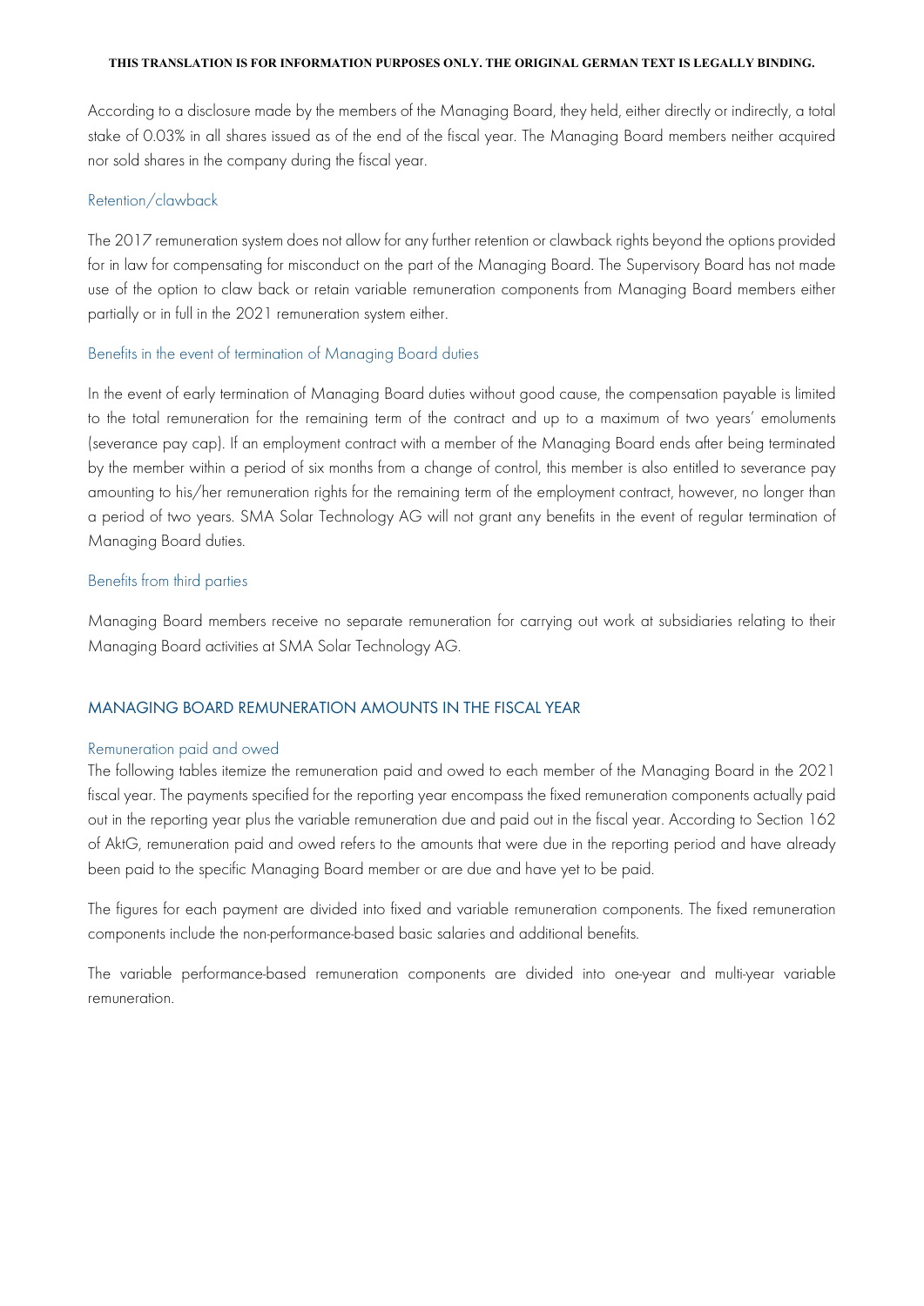According to a disclosure made by the members of the Managing Board, they held, either directly or indirectly, a total stake of 0.03% in all shares issued as of the end of the fiscal year. The Managing Board members neither acquired nor sold shares in the company during the fiscal year.

### Retention/clawback

The 2017 remuneration system does not allow for any further retention or clawback rights beyond the options provided for in law for compensating for misconduct on the part of the Managing Board. The Supervisory Board has not made use of the option to claw back or retain variable remuneration components from Managing Board members either partially or in full in the 2021 remuneration system either.

### Benefits in the event of termination of Managing Board duties

In the event of early termination of Managing Board duties without good cause, the compensation payable is limited to the total remuneration for the remaining term of the contract and up to a maximum of two years' emoluments (severance pay cap). If an employment contract with a member of the Managing Board ends after being terminated by the member within a period of six months from a change of control, this member is also entitled to severance pay amounting to his/her remuneration rights for the remaining term of the employment contract, however, no longer than a period of two years. SMA Solar Technology AG will not grant any benefits in the event of regular termination of Managing Board duties.

### Benefits from third parties

Managing Board members receive no separate remuneration for carrying out work at subsidiaries relating to their Managing Board activities at SMA Solar Technology AG.

## MANAGING BOARD REMUNERATION AMOUNTS IN THE FISCAL YEAR

### Remuneration paid and owed

The following tables itemize the remuneration paid and owed to each member of the Managing Board in the 2021 fiscal year. The payments specified for the reporting year encompass the fixed remuneration components actually paid out in the reporting year plus the variable remuneration due and paid out in the fiscal year. According to Section 162 of AktG, remuneration paid and owed refers to the amounts that were due in the reporting period and have already been paid to the specific Managing Board member or are due and have yet to be paid.

The figures for each payment are divided into fixed and variable remuneration components. The fixed remuneration components include the non-performance-based basic salaries and additional benefits.

The variable performance-based remuneration components are divided into one-year and multi-year variable remuneration.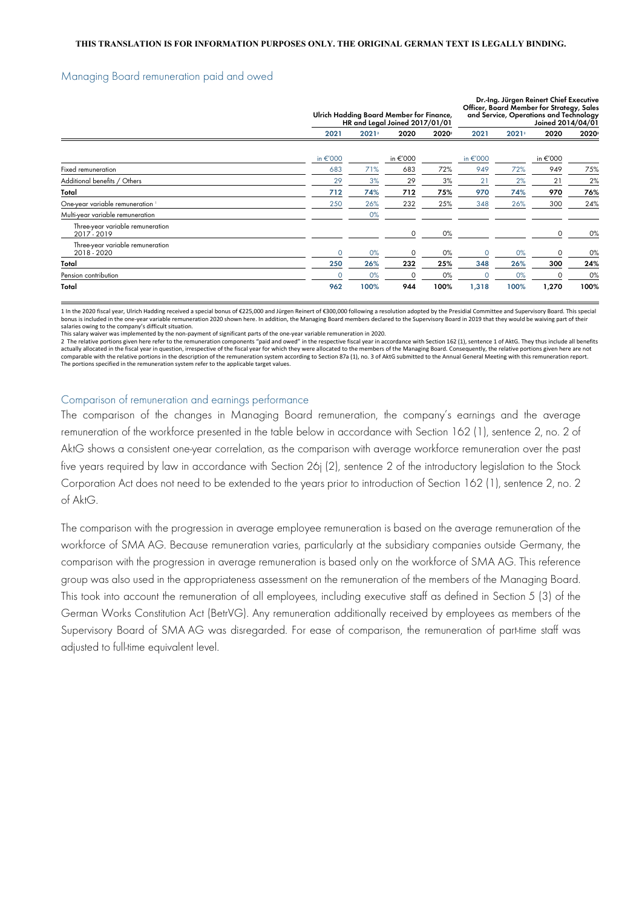THIS TRANSLATION IS FOR INFORMATION PURPOSES ONLY. THE ORIGINAL GERMAN TEXT IS LEGALLY BINDING.

## Managing Board remuneration paid and owed

| | Ulrich Hadding Board Member for Finance, HR and Legal Joined 2017/01/01 | | | | Dr.-Ing. Jürgen Reinert Chief Executive Officer, Board Member for Strategy, Sales and Service, Operations and Technology Joined 2014/04/01 | | | |
|---|---|---|---|---|---|---|---|---|
| | 2021 | 2021[2] | 2020 | 2020[2] | 2021 | 2021[2] | 2020 | 2020[2] |
| | in €'000 | | in €'000 | | in €'000 | | in €'000 | |
| Fixed remuneration | 683 | 71% | 683 | 72% | 949 | 72% | 949 | 75% |
| Additional benefits / Others | 29 | 3% | 29 | 3% | 21 | 2% | 21 | 2% |
| **Total** | **712** | **74%** | **712** | **75%** | **970** | **74%** | **970** | **76%** |
| One-year variable remuneration [1] | 250 | 26% | 232 | 25% | 348 | 26% | 300 | 24% |
| Multi-year variable remuneration | | 0% | | | | | | |
| Three-year variable remuneration 2017 - 2019 | | | 0 | 0% | | | 0 | 0% |
| Three-year variable remuneration 2018 - 2020 | 0 | 0% | 0 | 0% | 0 | 0% | 0 | 0% |
| **Total** | **250** | **26%** | **232** | **25%** | **348** | **26%** | **300** | **24%** |
| Pension contribution | 0 | 0% | 0 | 0% | 0 | 0% | 0 | 0% |
| **Total** | **962** | **100%** | **944** | **100%** | **1,318** | **100%** | **1,270** | **100%** |

1 In the 2020 fiscal year, Ulrich Hadding received a special bonus of €225,000 and Jürgen Reinert of €300,000 following a resolution adopted by the Presidial Committee and Supervisory Board. This special bonus is included in the one-year variable remuneration 2020 shown here. In addition, the Managing Board members declared to the Supervisory Board in 2019 that they would be waiving part of their salaries owing to the company's difficult situation.
This salary waiver was implemented by the non-payment of significant parts of the one-year variable remuneration in 2020.
2 The relative portions given here refer to the remuneration components "paid and owed" in the respective fiscal year in accordance with Section 162 (1), sentence 1 of AktG. They thus include all benefits actually allocated in the fiscal year in question, irrespective of the fiscal year for which they were allocated to the members of the Managing Board. Consequently, the relative portions given here are not comparable with the relative portions in the description of the remuneration system according to Section 87a (1), no. 3 of AktG submitted to the Annual General Meeting with this remuneration report. The portions specified in the remuneration system refer to the applicable target values.

## Comparison of remuneration and earnings performance

The comparison of the changes in Managing Board remuneration, the company's earnings and the average remuneration of the workforce presented in the table below in accordance with Section 162 (1), sentence 2, no. 2 of AktG shows a consistent one-year correlation, as the comparison with average workforce remuneration over the past five years required by law in accordance with Section 26j (2), sentence 2 of the introductory legislation to the Stock Corporation Act does not need to be extended to the years prior to introduction of Section 162 (1), sentence 2, no. 2 of AktG.

The comparison with the progression in average employee remuneration is based on the average remuneration of the workforce of SMA AG. Because remuneration varies, particularly at the subsidiary companies outside Germany, the comparison with the progression in average remuneration is based only on the workforce of SMA AG. This reference group was also used in the appropriateness assessment on the remuneration of the members of the Managing Board. This took into account the remuneration of all employees, including executive staff as defined in Section 5 (3) of the German Works Constitution Act (BetrVG). Any remuneration additionally received by employees as members of the Supervisory Board of SMA AG was disregarded. For ease of comparison, the remuneration of part-time staff was adjusted to full-time equivalent level.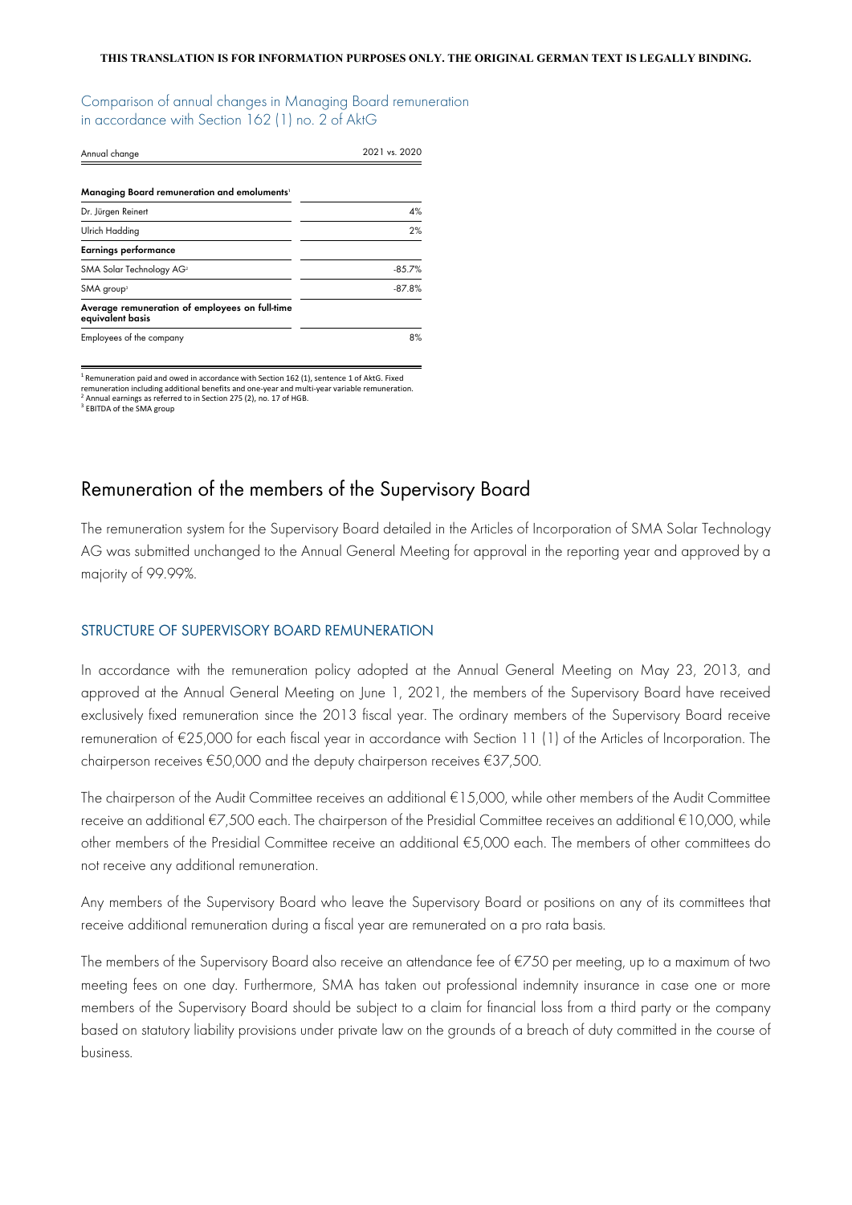THIS TRANSLATION IS FOR INFORMATION PURPOSES ONLY. THE ORIGINAL GERMAN TEXT IS LEGALLY BINDING.

Comparison of annual changes in Managing Board remuneration in accordance with Section 162 (1) no. 2 of AktG

| Annual change | 2021 vs. 2020 |
|---|---|
| **Managing Board remuneration and emoluments**[1] | |
| Dr. Jürgen Reinert | 4% |
| Ulrich Hadding | 2% |
| **Earnings performance** | |
| SMA Solar Technology AG[2] | -85.7% |
| SMA group[3] | -87.8% |
| **Average remuneration of employees on full-time equivalent basis** | |
| Employees of the company | 8% |

[1] Remuneration paid and owed in accordance with Section 162 (1), sentence 1 of AktG. Fixed remuneration including additional benefits and one-year and multi-year variable remuneration.
[2] Annual earnings as referred to in Section 275 (2), no. 17 of HGB.
[3] EBITDA of the SMA group

## Remuneration of the members of the Supervisory Board

The remuneration system for the Supervisory Board detailed in the Articles of Incorporation of SMA Solar Technology AG was submitted unchanged to the Annual General Meeting for approval in the reporting year and approved by a majority of 99.99%.

### STRUCTURE OF SUPERVISORY BOARD REMUNERATION

In accordance with the remuneration policy adopted at the Annual General Meeting on May 23, 2013, and approved at the Annual General Meeting on June 1, 2021, the members of the Supervisory Board have received exclusively fixed remuneration since the 2013 fiscal year. The ordinary members of the Supervisory Board receive remuneration of €25,000 for each fiscal year in accordance with Section 11 (1) of the Articles of Incorporation. The chairperson receives €50,000 and the deputy chairperson receives €37,500.

The chairperson of the Audit Committee receives an additional €15,000, while other members of the Audit Committee receive an additional €7,500 each. The chairperson of the Presidial Committee receives an additional €10,000, while other members of the Presidial Committee receive an additional €5,000 each. The members of other committees do not receive any additional remuneration.

Any members of the Supervisory Board who leave the Supervisory Board or positions on any of its committees that receive additional remuneration during a fiscal year are remunerated on a pro rata basis.

The members of the Supervisory Board also receive an attendance fee of €750 per meeting, up to a maximum of two meeting fees on one day. Furthermore, SMA has taken out professional indemnity insurance in case one or more members of the Supervisory Board should be subject to a claim for financial loss from a third party or the company based on statutory liability provisions under private law on the grounds of a breach of duty committed in the course of business.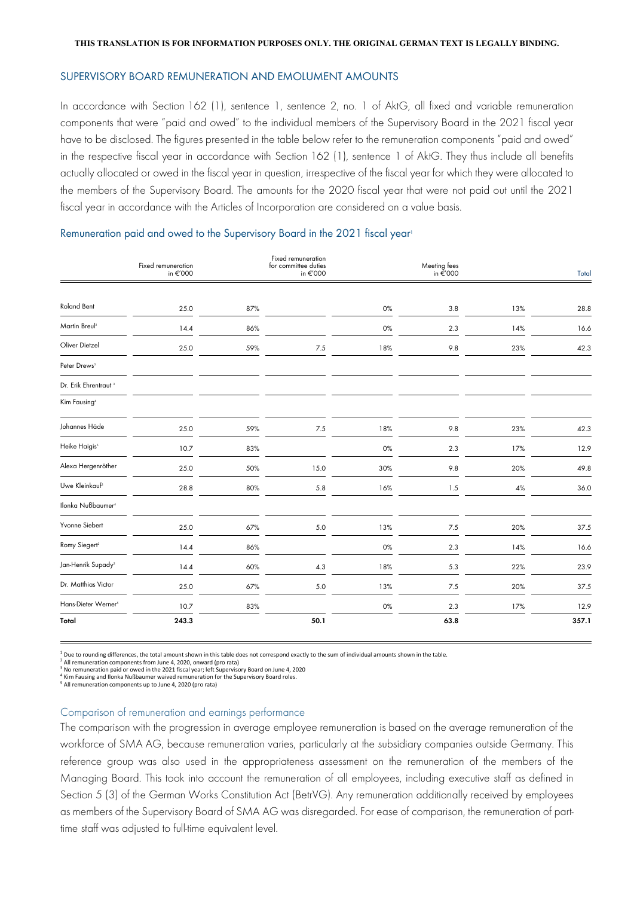THIS TRANSLATION IS FOR INFORMATION PURPOSES ONLY. THE ORIGINAL GERMAN TEXT IS LEGALLY BINDING.

## SUPERVISORY BOARD REMUNERATION AND EMOLUMENT AMOUNTS

In accordance with Section 162 (1), sentence 1, sentence 2, no. 1 of AktG, all fixed and variable remuneration components that were "paid and owed" to the individual members of the Supervisory Board in the 2021 fiscal year have to be disclosed. The figures presented in the table below refer to the remuneration components "paid and owed" in the respective fiscal year in accordance with Section 162 (1), sentence 1 of AktG. They thus include all benefits actually allocated or owed in the fiscal year in question, irrespective of the fiscal year for which they were allocated to the members of the Supervisory Board. The amounts for the 2020 fiscal year that were not paid out until the 2021 fiscal year in accordance with the Articles of Incorporation are considered on a value basis.

### Remuneration paid and owed to the Supervisory Board in the 2021 fiscal year[1]

| | Fixed remuneration in €'000 | | Fixed remuneration for committee duties in €'000 | | Meeting fees in €'000 | | Total |
|---|---|---|---|---|---|---|---|
| Roland Bent | 25.0 | 87% | | 0% | 3.8 | 13% | 28.8 |
| Martin Breul[2] | 14.4 | 86% | | 0% | 2.3 | 14% | 16.6 |
| Oliver Dietzel | 25.0 | 59% | 7.5 | 18% | 9.8 | 23% | 42.3 |
| Peter Drews[3] | | | | | | | |
| Dr. Erik Ehrentraut [3] | | | | | | | |
| Kim Fausing[4] | | | | | | | |
| Johannes Häde | 25.0 | 59% | 7.5 | 18% | 9.8 | 23% | 42.3 |
| Heike Haigis[5] | 10.7 | 83% | | 0% | 2.3 | 17% | 12.9 |
| Alexa Hergenröther | 25.0 | 50% | 15.0 | 30% | 9.8 | 20% | 49.8 |
| Uwe Kleinkauf[2] | 28.8 | 80% | 5.8 | 16% | 1.5 | 4% | 36.0 |
| Ilonka Nußbaumer[4] | | | | | | | |
| Yvonne Siebert | 25.0 | 67% | 5.0 | 13% | 7.5 | 20% | 37.5 |
| Romy Siegert[2] | 14.4 | 86% | | 0% | 2.3 | 14% | 16.6 |
| Jan-Henrik Supady[2] | 14.4 | 60% | 4.3 | 18% | 5.3 | 22% | 23.9 |
| Dr. Matthias Victor | 25.0 | 67% | 5.0 | 13% | 7.5 | 20% | 37.5 |
| Hans-Dieter Werner[5] | 10.7 | 83% | | 0% | 2.3 | 17% | 12.9 |
| **Total** | **243.3** | | **50.1** | | **63.8** | | **357.1** |

[1] Due to rounding differences, the total amount shown in this table does not correspond exactly to the sum of individual amounts shown in the table.
[2] All remuneration components from June 4, 2020, onward (pro rata)
[3] No remuneration paid or owed in the 2021 fiscal year; left Supervisory Board on June 4, 2020
[4] Kim Fausing and Ilonka Nußbaumer waived remuneration for the Supervisory Board roles.
[5] All remuneration components up to June 4, 2020 (pro rata)

### Comparison of remuneration and earnings performance

The comparison with the progression in average employee remuneration is based on the average remuneration of the workforce of SMA AG, because remuneration varies, particularly at the subsidiary companies outside Germany. This reference group was also used in the appropriateness assessment on the remuneration of the members of the Managing Board. This took into account the remuneration of all employees, including executive staff as defined in Section 5 (3) of the German Works Constitution Act (BetrVG). Any remuneration additionally received by employees as members of the Supervisory Board of SMA AG was disregarded. For ease of comparison, the remuneration of part-time staff was adjusted to full-time equivalent level.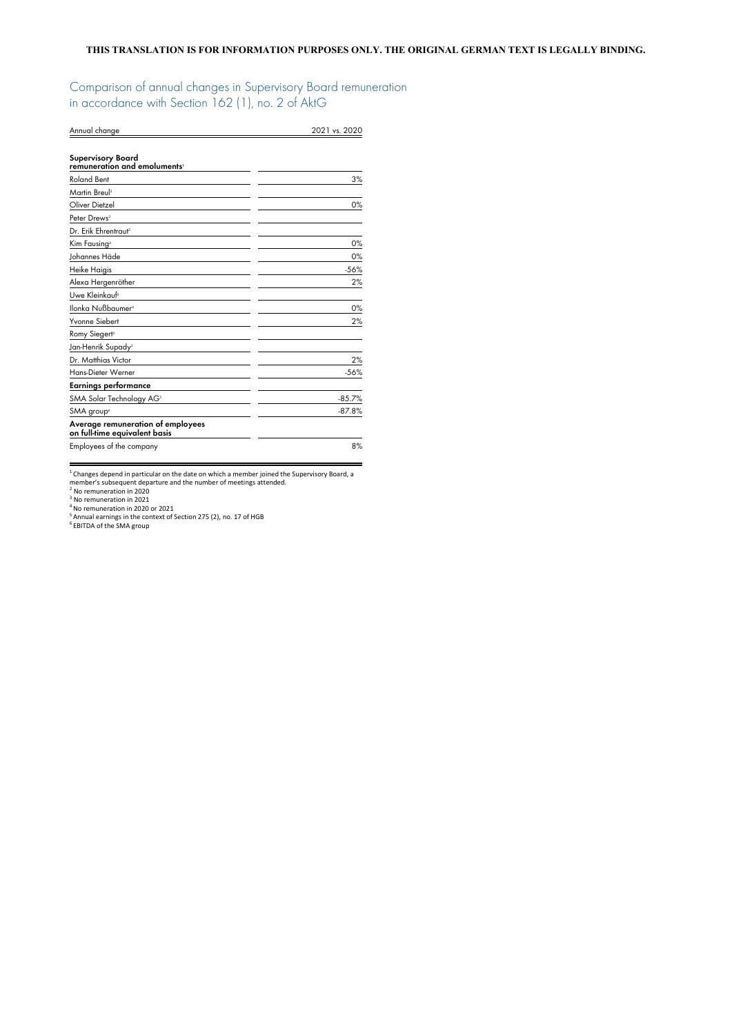THIS TRANSLATION IS FOR INFORMATION PURPOSES ONLY. THE ORIGINAL GERMAN TEXT IS LEGALLY BINDING.

## Comparison of annual changes in Supervisory Board remuneration in accordance with Section 162 (1), no. 2 of AktG

| Annual change | 2021 vs. 2020 |
|---|---|
| **Supervisory Board remuneration and emoluments**[1] | |
| Roland Bent | 3% |
| Martin Breul[2] | |
| Oliver Dietzel | 0% |
| Peter Drews[3] | |
| Dr. Erik Ehrentraut[2] | |
| Kim Fausing[4] | 0% |
| Johannes Häde | 0% |
| Heike Haigis | -56% |
| Alexa Hergenröther | 2% |
| Uwe Kleinkauf[2] | |
| Ilonka Nußbaumer[4] | 0% |
| Yvonne Siebert | 2% |
| Romy Siegert[2] | |
| Jan-Henrik Supady[2] | |
| Dr. Matthias Victor | 2% |
| Hans-Dieter Werner | -56% |
| **Earnings performance** | |
| SMA Solar Technology AG[5] | -85.7% |
| SMA group[6] | -87.8% |
| **Average remuneration of employees on full-time equivalent basis** | |
| Employees of the company | 8% |

[1] Changes depend in particular on the date on which a member joined the Supervisory Board, a member's subsequent departure and the number of meetings attended.
[2] No remuneration in 2020
[3] No remuneration in 2021
[4] No remuneration in 2020 or 2021
[5] Annual earnings in the context of Section 275 (2), no. 17 of HGB
[6] EBITDA of the SMA group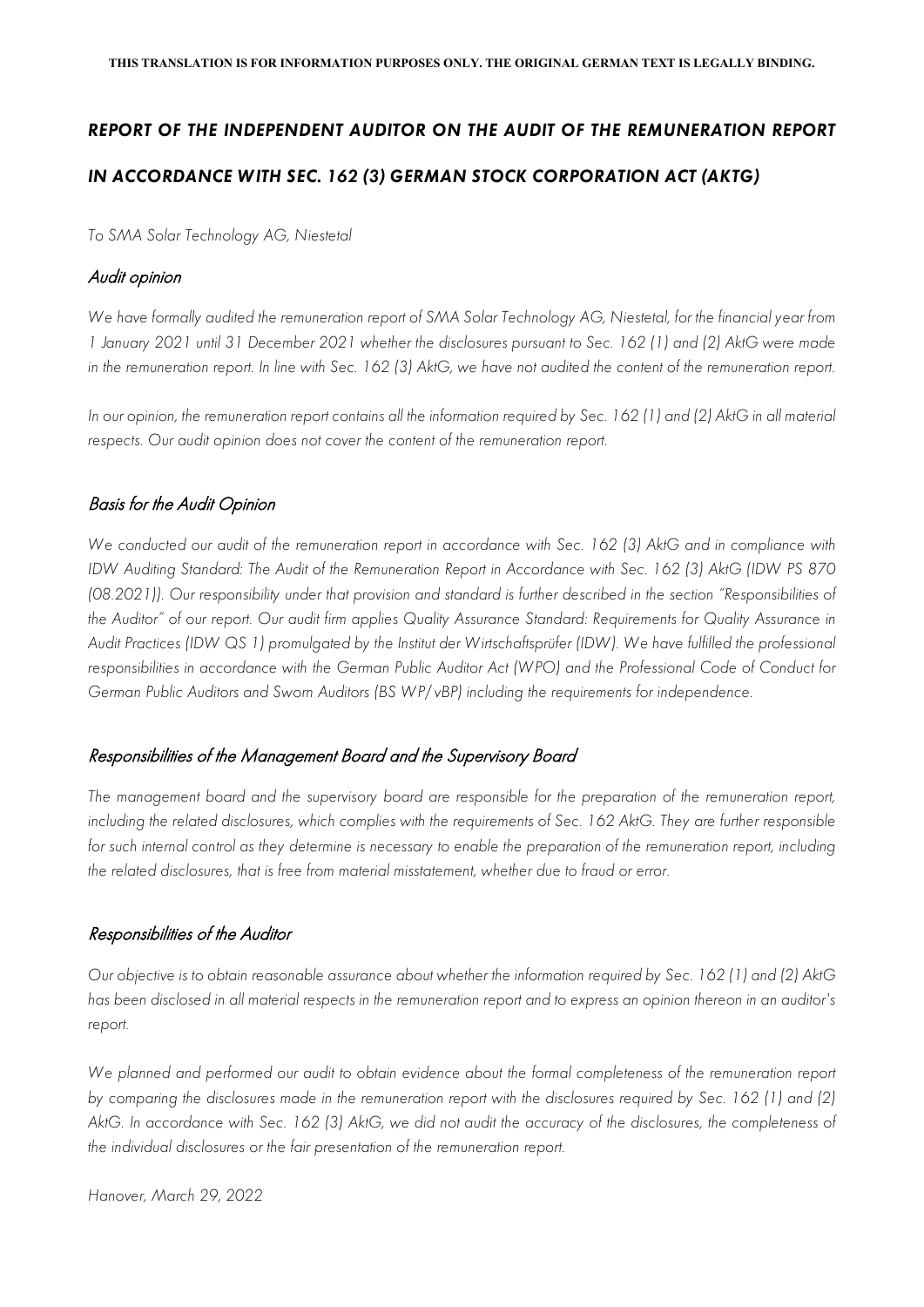**THIS TRANSLATION IS FOR INFORMATION PURPOSES ONLY. THE ORIGINAL GERMAN TEXT IS LEGALLY BINDING.**

# *REPORT OF THE INDEPENDENT AUDITOR ON THE AUDIT OF THE REMUNERATION REPORT IN ACCORDANCE WITH SEC. 162 (3) GERMAN STOCK CORPORATION ACT (AKTG)*

*To SMA Solar Technology AG, Niestetal*

## Audit opinion

*We have formally audited the remuneration report of SMA Solar Technology AG, Niestetal, for the financial year from 1 January 2021 until 31 December 2021 whether the disclosures pursuant to Sec. 162 (1) and (2) AktG were made in the remuneration report. In line with Sec. 162 (3) AktG, we have not audited the content of the remuneration report.*

*In our opinion, the remuneration report contains all the information required by Sec. 162 (1) and (2) AktG in all material respects. Our audit opinion does not cover the content of the remuneration report.*

## Basis for the Audit Opinion

*We conducted our audit of the remuneration report in accordance with Sec. 162 (3) AktG and in compliance with IDW Auditing Standard: The Audit of the Remuneration Report in Accordance with Sec. 162 (3) AktG (IDW PS 870 (08.2021)). Our responsibility under that provision and standard is further described in the section "Responsibilities of the Auditor" of our report. Our audit firm applies Quality Assurance Standard: Requirements for Quality Assurance in Audit Practices (IDW QS 1) promulgated by the Institut der Wirtschaftsprüfer (IDW). We have fulfilled the professional responsibilities in accordance with the German Public Auditor Act (WPO) and the Professional Code of Conduct for German Public Auditors and Sworn Auditors (BS WP/vBP) including the requirements for independence.*

## Responsibilities of the Management Board and the Supervisory Board

*The management board and the supervisory board are responsible for the preparation of the remuneration report, including the related disclosures, which complies with the requirements of Sec. 162 AktG. They are further responsible for such internal control as they determine is necessary to enable the preparation of the remuneration report, including the related disclosures, that is free from material misstatement, whether due to fraud or error.*

## Responsibilities of the Auditor

*Our objective is to obtain reasonable assurance about whether the information required by Sec. 162 (1) and (2) AktG has been disclosed in all material respects in the remuneration report and to express an opinion thereon in an auditor's report.*

*We planned and performed our audit to obtain evidence about the formal completeness of the remuneration report by comparing the disclosures made in the remuneration report with the disclosures required by Sec. 162 (1) and (2) AktG. In accordance with Sec. 162 (3) AktG, we did not audit the accuracy of the disclosures, the completeness of the individual disclosures or the fair presentation of the remuneration report.*

*Hanover, March 29, 2022*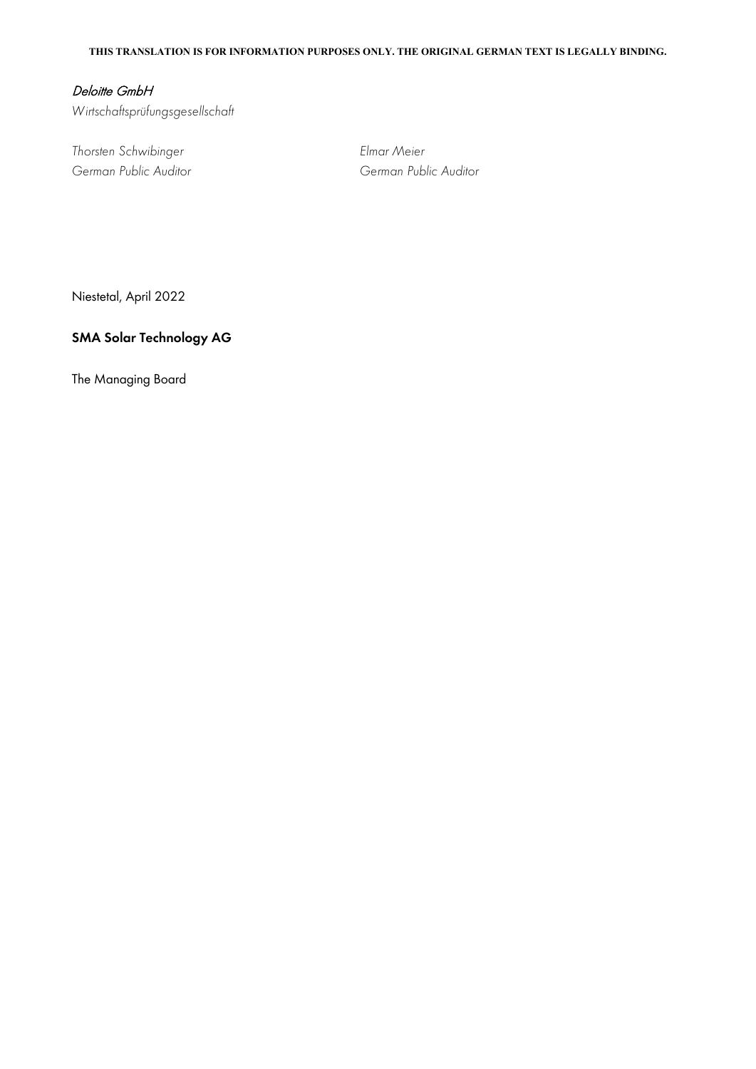**THIS TRANSLATION IS FOR INFORMATION PURPOSES ONLY. THE ORIGINAL GERMAN TEXT IS LEGALLY BINDING.**

*Deloitte GmbH*
*Wirtschaftsprüfungsgesellschaft*

*Thorsten Schwibinger*
*German Public Auditor*

*Elmar Meier*
*German Public Auditor*

Niestetal, April 2022

**SMA Solar Technology AG**

The Managing Board